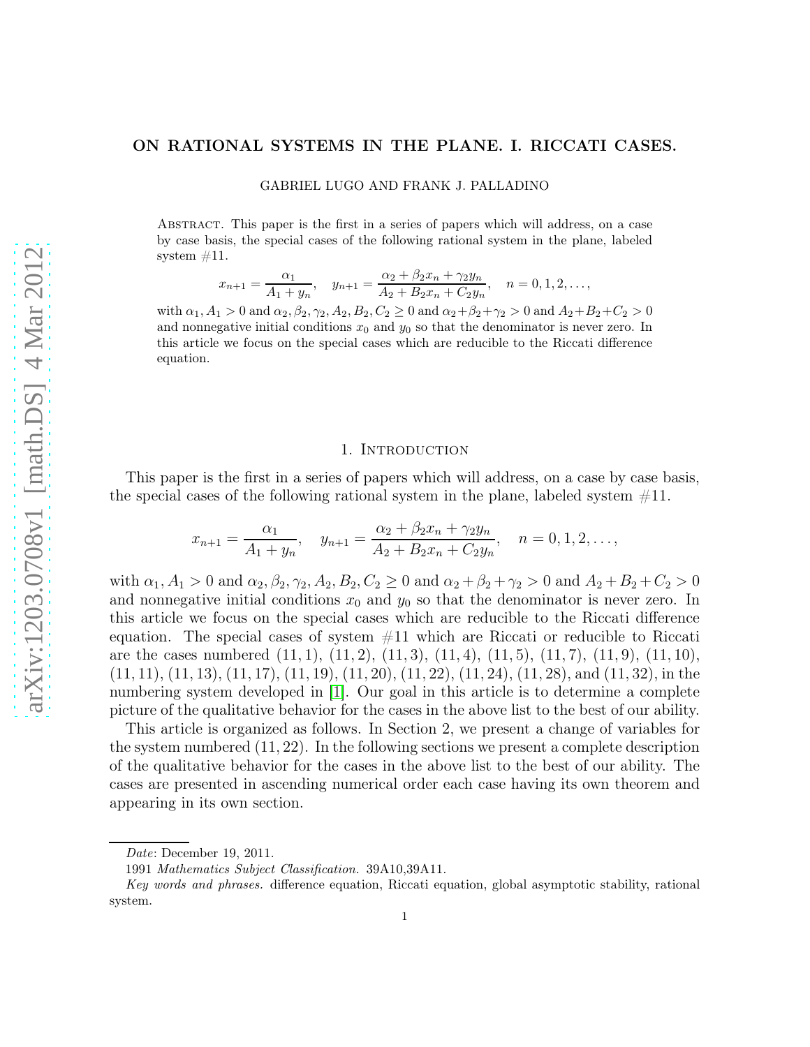# ON RATIONAL SYSTEMS IN THE PLANE. I. RICCATI CASES.

GABRIEL LUGO AND FRANK J. PALLADINO

Abstract. This paper is the first in a series of papers which will address, on a case by case basis, the special cases of the following rational system in the plane, labeled system #11.

$$x_{n+1} = \frac{\alpha_1}{A_1 + y_n}, \quad y_{n+1} = \frac{\alpha_2 + \beta_2 x_n + \gamma_2 y_n}{A_2 + B_2 x_n + C_2 y_n}, \quad n = 0, 1, 2, \ldots,$$

with $\alpha_1, A_1 > 0$ and $\alpha_2, \beta_2, \gamma_2, A_2, B_2, C_2 \geq 0$ and $\alpha_2+\beta_2+\gamma_2 > 0$ and $A_2+B_2+C_2 > 0$ and nonnegative initial conditions $x_0$ and $y_0$ so that the denominator is never zero. In this article we focus on the special cases which are reducible to the Riccati difference equation.

## 1. Introduction

This paper is the first in a series of papers which will address, on a case by case basis, the special cases of the following rational system in the plane, labeled system #11.

$$x_{n+1} = \frac{\alpha_1}{A_1 + y_n}, \quad y_{n+1} = \frac{\alpha_2 + \beta_2 x_n + \gamma_2 y_n}{A_2 + B_2 x_n + C_2 y_n}, \quad n = 0, 1, 2, \ldots,$$

with $\alpha_1, A_1 > 0$ and $\alpha_2, \beta_2, \gamma_2, A_2, B_2, C_2 \geq 0$ and $\alpha_2 + \beta_2 + \gamma_2 > 0$ and $A_2 + B_2 + C_2 > 0$ and nonnegative initial conditions $x_0$ and $y_0$ so that the denominator is never zero. In this article we focus on the special cases which are reducible to the Riccati difference equation. The special cases of system #11 which are Riccati or reducible to Riccati are the cases numbered $(11, 1)$, $(11, 2)$, $(11, 3)$, $(11, 4)$, $(11, 5)$, $(11, 7)$, $(11, 9)$, $(11, 10)$, $(11, 11)$, $(11, 13)$, $(11, 17)$, $(11, 19)$, $(11, 20)$, $(11, 22)$, $(11, 24)$, $(11, 28)$, and $(11, 32)$, in the numbering system developed in [1]. Our goal in this article is to determine a complete picture of the qualitative behavior for the cases in the above list to the best of our ability.

This article is organized as follows. In Section 2, we present a change of variables for the system numbered $(11, 22)$. In the following sections we present a complete description of the qualitative behavior for the cases in the above list to the best of our ability. The cases are presented in ascending numerical order each case having its own theorem and appearing in its own section.

*Date*: December 19, 2011.

1991 *Mathematics Subject Classification.* 39A10,39A11.

*Key words and phrases.* difference equation, Riccati equation, global asymptotic stability, rational system.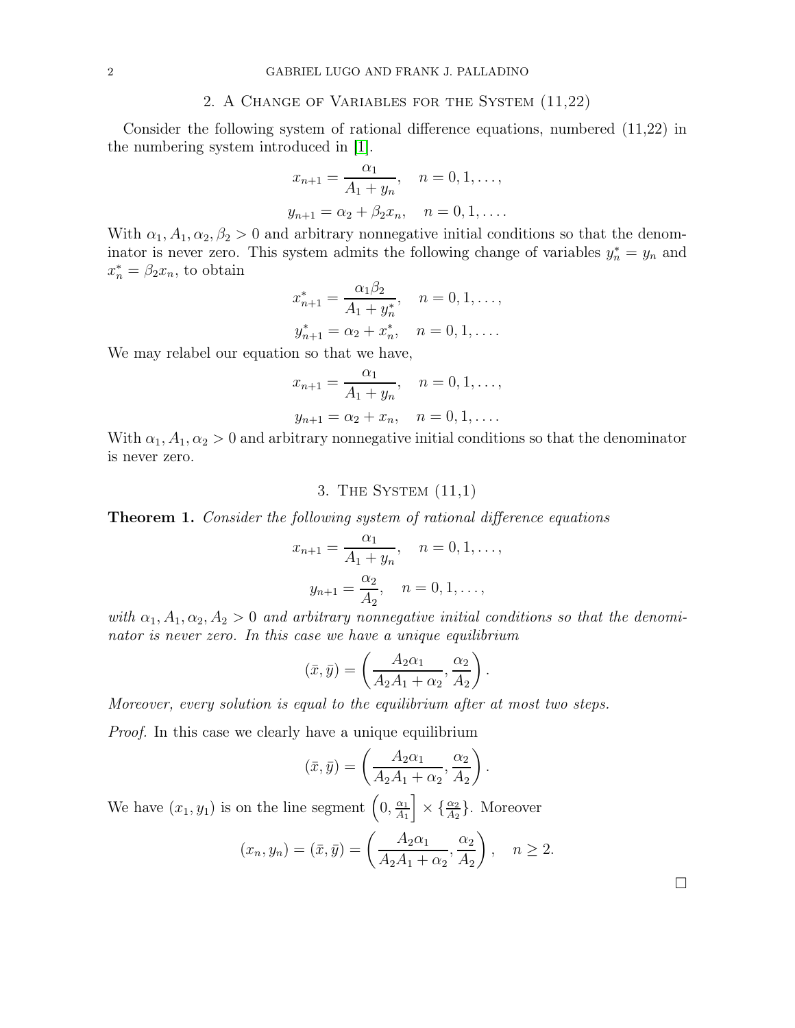## 2. A Change of Variables for the System (11,22)

Consider the following system of rational difference equations, numbered (11,22) in the numbering system introduced in [1].

$$x_{n+1} = \frac{\alpha_1}{A_1 + y_n}, \quad n = 0, 1, \ldots,$$

$$y_{n+1} = \alpha_2 + \beta_2 x_n, \quad n = 0, 1, \ldots.$$

With $\alpha_1, A_1, \alpha_2, \beta_2 > 0$ and arbitrary nonnegative initial conditions so that the denominator is never zero. This system admits the following change of variables $y^*_n = y_n$ and $x^*_n = \beta_2 x_n$, to obtain

$$x^*_{n+1} = \frac{\alpha_1 \beta_2}{A_1 + y^*_n}, \quad n = 0, 1, \ldots,$$

$$y^*_{n+1} = \alpha_2 + x^*_n, \quad n = 0, 1, \ldots.$$

We may relabel our equation so that we have,

$$x_{n+1} = \frac{\alpha_1}{A_1 + y_n}, \quad n = 0, 1, \ldots,$$

$$y_{n+1} = \alpha_2 + x_n, \quad n = 0, 1, \ldots.$$

With $\alpha_1, A_1, \alpha_2 > 0$ and arbitrary nonnegative initial conditions so that the denominator is never zero.

## 3. The System (11,1)

**Theorem 1.** *Consider the following system of rational difference equations*

$$x_{n+1} = \frac{\alpha_1}{A_1 + y_n}, \quad n = 0, 1, \ldots,$$

$$y_{n+1} = \frac{\alpha_2}{A_2}, \quad n = 0, 1, \ldots,$$

*with $\alpha_1, A_1, \alpha_2, A_2 > 0$ and arbitrary nonnegative initial conditions so that the denominator is never zero. In this case we have a unique equilibrium*

$$(\bar{x}, \bar{y}) = \left( \frac{A_2 \alpha_1}{A_2 A_1 + \alpha_2}, \frac{\alpha_2}{A_2} \right).$$

*Moreover, every solution is equal to the equilibrium after at most two steps.*

*Proof.* In this case we clearly have a unique equilibrium

$$(\bar{x}, \bar{y}) = \left( \frac{A_2 \alpha_1}{A_2 A_1 + \alpha_2}, \frac{\alpha_2}{A_2} \right).$$

We have $(x_1, y_1)$ is on the line segment $\left(0, \frac{\alpha_1}{A_1}\right] \times \{\frac{\alpha_2}{A_2}\}$. Moreover

$$(x_n, y_n) = (\bar{x}, \bar{y}) = \left( \frac{A_2 \alpha_1}{A_2 A_1 + \alpha_2}, \frac{\alpha_2}{A_2} \right), \quad n \geq 2.$$

□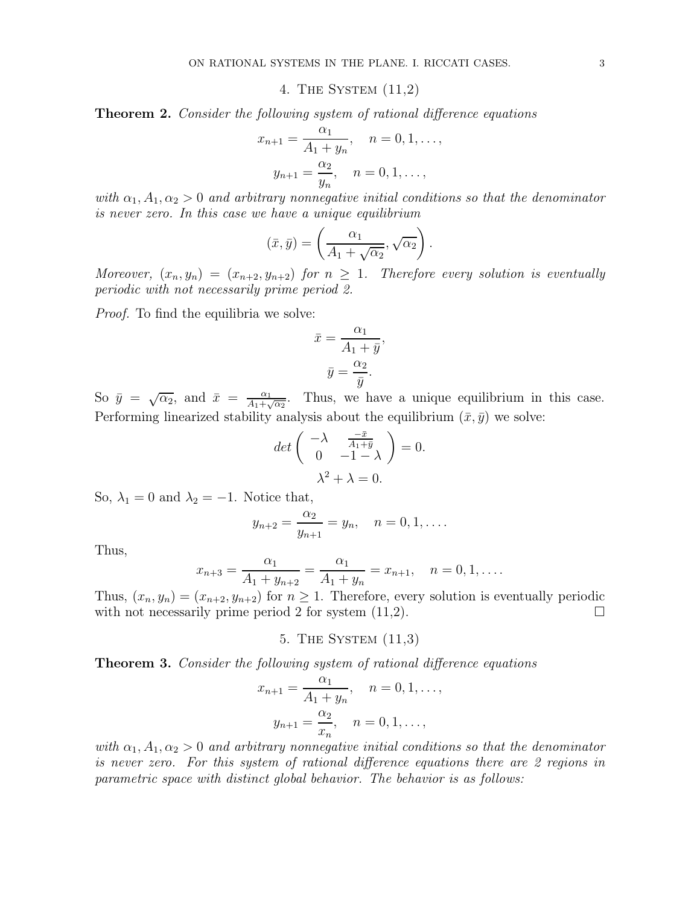## 4. The System (11,2)

**Theorem 2.** *Consider the following system of rational difference equations*

$$x_{n+1} = \frac{\alpha_1}{A_1 + y_n}, \quad n = 0, 1, \ldots,$$

$$y_{n+1} = \frac{\alpha_2}{y_n}, \quad n = 0, 1, \ldots,$$

*with $\alpha_1, A_1, \alpha_2 > 0$ and arbitrary nonnegative initial conditions so that the denominator is never zero. In this case we have a unique equilibrium*

$$(\bar{x}, \bar{y}) = \left( \frac{\alpha_1}{A_1 + \sqrt{\alpha_2}}, \sqrt{\alpha_2} \right).$$

*Moreover, $(x_n, y_n) = (x_{n+2}, y_{n+2})$ for $n \geq 1$. Therefore every solution is eventually periodic with not necessarily prime period 2.*

*Proof.* To find the equilibria we solve:

$$\bar{x} = \frac{\alpha_1}{A_1 + \bar{y}},$$

$$\bar{y} = \frac{\alpha_2}{\bar{y}}.$$

So $\bar{y} = \sqrt{\alpha_2}$, and $\bar{x} = \frac{\alpha_1}{A_1 + \sqrt{\alpha_2}}$. Thus, we have a unique equilibrium in this case. Performing linearized stability analysis about the equilibrium $(\bar{x}, \bar{y})$ we solve:

$$det \begin{pmatrix} -\lambda & \frac{-\bar{x}}{A_1 + \bar{y}} \\ 0 & -1 - \lambda \end{pmatrix} = 0.$$

$$\lambda^2 + \lambda = 0.$$

So, $\lambda_1 = 0$ and $\lambda_2 = -1$. Notice that,

$$y_{n+2} = \frac{\alpha_2}{y_{n+1}} = y_n, \quad n = 0, 1, \ldots.$$

Thus,

$$x_{n+3} = \frac{\alpha_1}{A_1 + y_{n+2}} = \frac{\alpha_1}{A_1 + y_n} = x_{n+1}, \quad n = 0, 1, \ldots.$$

Thus, $(x_n, y_n) = (x_{n+2}, y_{n+2})$ for $n \geq 1$. Therefore, every solution is eventually periodic with not necessarily prime period 2 for system (11,2). □

## 5. The System (11,3)

**Theorem 3.** *Consider the following system of rational difference equations*

$$x_{n+1} = \frac{\alpha_1}{A_1 + y_n}, \quad n = 0, 1, \ldots,$$

$$y_{n+1} = \frac{\alpha_2}{x_n}, \quad n = 0, 1, \ldots,$$

*with $\alpha_1, A_1, \alpha_2 > 0$ and arbitrary nonnegative initial conditions so that the denominator is never zero. For this system of rational difference equations there are 2 regions in parametric space with distinct global behavior. The behavior is as follows:*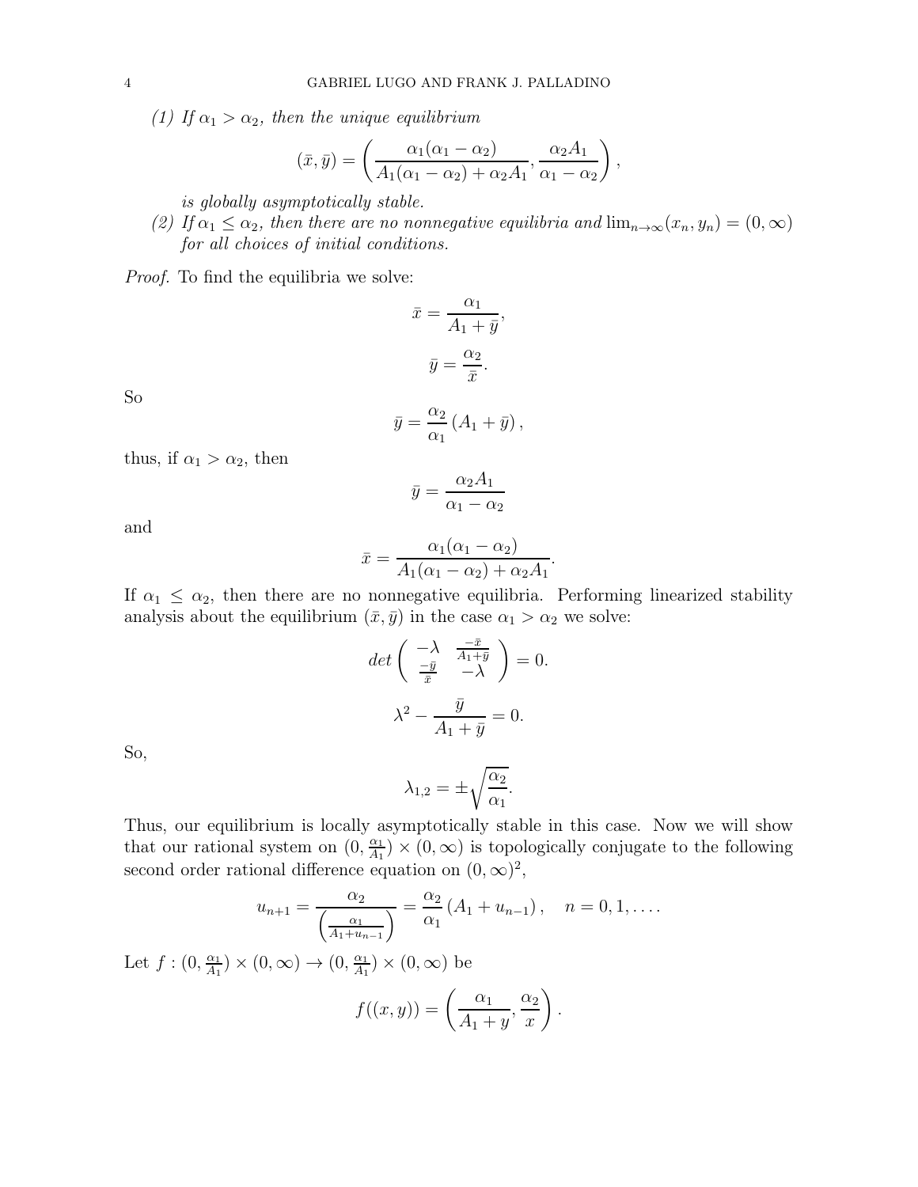*(1) If $\alpha_1 > \alpha_2$, then the unique equilibrium*

$$(\bar{x}, \bar{y}) = \left( \frac{\alpha_1(\alpha_1 - \alpha_2)}{A_1(\alpha_1 - \alpha_2) + \alpha_2 A_1}, \frac{\alpha_2 A_1}{\alpha_1 - \alpha_2} \right),$$

*is globally asymptotically stable.*

*(2) If $\alpha_1 \leq \alpha_2$, then there are no nonnegative equilibria and $\lim_{n\to\infty}(x_n, y_n) = (0, \infty)$ for all choices of initial conditions.*

*Proof.* To find the equilibria we solve:

$$\bar{x} = \frac{\alpha_1}{A_1 + \bar{y}},$$

$$\bar{y} = \frac{\alpha_2}{\bar{x}}.$$

So

$$\bar{y} = \frac{\alpha_2}{\alpha_1}\left(A_1 + \bar{y}\right),$$

thus, if $\alpha_1 > \alpha_2$, then

$$\bar{y} = \frac{\alpha_2 A_1}{\alpha_1 - \alpha_2}$$

and

$$\bar{x} = \frac{\alpha_1(\alpha_1 - \alpha_2)}{A_1(\alpha_1 - \alpha_2) + \alpha_2 A_1}.$$

If $\alpha_1 \leq \alpha_2$, then there are no nonnegative equilibria. Performing linearized stability analysis about the equilibrium $(\bar{x}, \bar{y})$ in the case $\alpha_1 > \alpha_2$ we solve:

$$det \begin{pmatrix} -\lambda & \frac{-\bar{x}}{A_1 + \bar{y}} \\ \frac{-\bar{y}}{\bar{x}} & -\lambda \end{pmatrix} = 0.$$

$$\lambda^2 - \frac{\bar{y}}{A_1 + \bar{y}} = 0.$$

So,

$$\lambda_{1,2} = \pm\sqrt{\frac{\alpha_2}{\alpha_1}}.$$

Thus, our equilibrium is locally asymptotically stable in this case. Now we will show that our rational system on $(0, \frac{\alpha_1}{A_1}) \times (0, \infty)$ is topologically conjugate to the following second order rational difference equation on $(0, \infty)^2$,

$$u_{n+1} = \frac{\alpha_2}{\left(\frac{\alpha_1}{A_1 + u_{n-1}}\right)} = \frac{\alpha_2}{\alpha_1}\left(A_1 + u_{n-1}\right), \quad n = 0, 1, \ldots.$$

Let $f : (0, \frac{\alpha_1}{A_1}) \times (0, \infty) \to (0, \frac{\alpha_1}{A_1}) \times (0, \infty)$ be

$$f((x, y)) = \left( \frac{\alpha_1}{A_1 + y}, \frac{\alpha_2}{x} \right).$$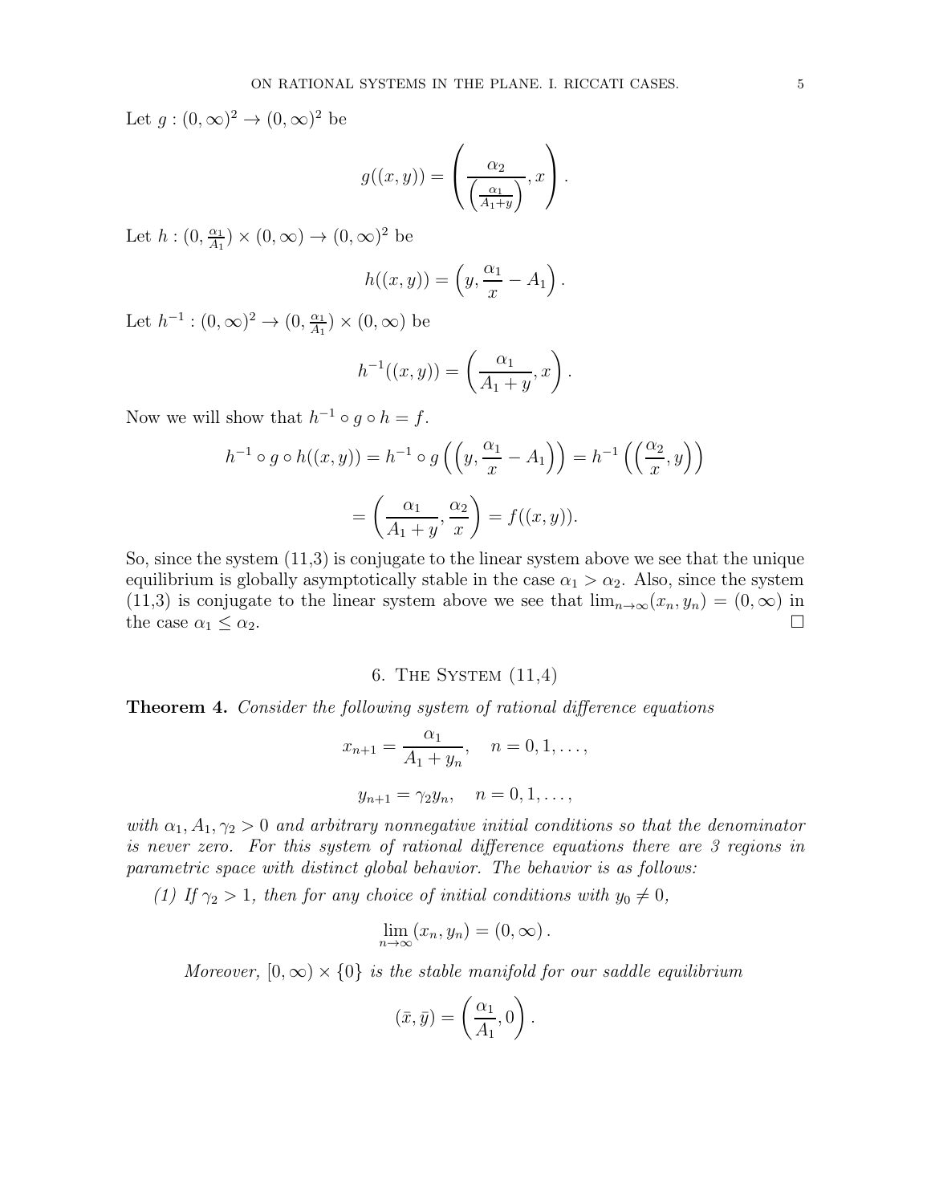Let $g : (0, \infty)^2 \to (0, \infty)^2$ be

$$g((x, y)) = \left( \frac{\alpha_2}{\left(\frac{\alpha_1}{A_1 + y}\right)}, x \right).$$

Let $h : (0, \frac{\alpha_1}{A_1}) \times (0, \infty) \to (0, \infty)^2$ be

$$h((x, y)) = \left( y, \frac{\alpha_1}{x} - A_1 \right).$$

Let $h^{-1} : (0, \infty)^2 \to (0, \frac{\alpha_1}{A_1}) \times (0, \infty)$ be

$$h^{-1}((x, y)) = \left( \frac{\alpha_1}{A_1 + y}, x \right).$$

Now we will show that $h^{-1} \circ g \circ h = f$.

$$h^{-1} \circ g \circ h((x, y)) = h^{-1} \circ g \left( \left( y, \frac{\alpha_1}{x} - A_1 \right) \right) = h^{-1} \left( \left( \frac{\alpha_2}{x}, y \right) \right)$$

$$= \left( \frac{\alpha_1}{A_1 + y}, \frac{\alpha_2}{x} \right) = f((x, y)).$$

So, since the system (11,3) is conjugate to the linear system above we see that the unique equilibrium is globally asymptotically stable in the case $\alpha_1 > \alpha_2$. Also, since the system (11,3) is conjugate to the linear system above we see that $\lim_{n\to\infty}(x_n, y_n) = (0, \infty)$ in the case $\alpha_1 \leq \alpha_2$. □

## 6. The System (11,4)

**Theorem 4.** *Consider the following system of rational difference equations*

$$x_{n+1} = \frac{\alpha_1}{A_1 + y_n}, \quad n = 0, 1, \ldots,$$

$$y_{n+1} = \gamma_2 y_n, \quad n = 0, 1, \ldots,$$

*with $\alpha_1, A_1, \gamma_2 > 0$ and arbitrary nonnegative initial conditions so that the denominator is never zero. For this system of rational difference equations there are 3 regions in parametric space with distinct global behavior. The behavior is as follows:*

*(1) If $\gamma_2 > 1$, then for any choice of initial conditions with $y_0 \neq 0$,*

$$\lim_{n\to\infty}(x_n, y_n) = (0, \infty).$$

*Moreover, $[0, \infty) \times \{0\}$ is the stable manifold for our saddle equilibrium*

$$(\bar{x}, \bar{y}) = \left( \frac{\alpha_1}{A_1}, 0 \right).$$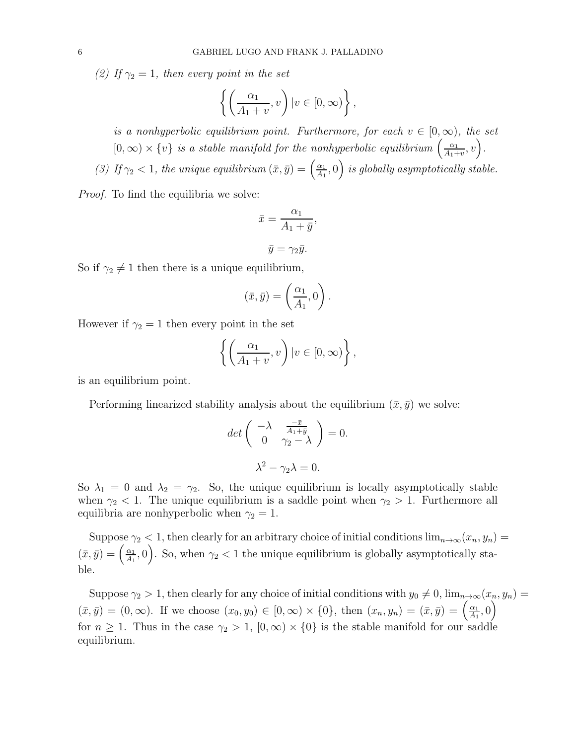*(2) If $\gamma_2 = 1$, then every point in the set*

$$\left\{ \left( \frac{\alpha_1}{A_1 + v}, v \right) | v \in [0, \infty) \right\},$$

*is a nonhyperbolic equilibrium point. Furthermore, for each $v \in [0, \infty)$, the set $[0, \infty) \times \{v\}$ is a stable manifold for the nonhyperbolic equilibrium $\left( \frac{\alpha_1}{A_1+v}, v \right)$.*

*(3) If $\gamma_2 < 1$, the unique equilibrium $(\bar{x}, \bar{y}) = \left( \frac{\alpha_1}{A_1}, 0 \right)$ is globally asymptotically stable.*

*Proof.* To find the equilibria we solve:

$$\bar{x} = \frac{\alpha_1}{A_1 + \bar{y}},$$

$$\bar{y} = \gamma_2 \bar{y}.$$

So if $\gamma_2 \neq 1$ then there is a unique equilibrium,

$$(\bar{x}, \bar{y}) = \left( \frac{\alpha_1}{A_1}, 0 \right).$$

However if $\gamma_2 = 1$ then every point in the set

$$\left\{ \left( \frac{\alpha_1}{A_1 + v}, v \right) | v \in [0, \infty) \right\},$$

is an equilibrium point.

Performing linearized stability analysis about the equilibrium $(\bar{x}, \bar{y})$ we solve:

$$det \begin{pmatrix} -\lambda & \frac{-\bar{x}}{A_1 + \bar{y}} \\ 0 & \gamma_2 - \lambda \end{pmatrix} = 0.$$

$$\lambda^2 - \gamma_2 \lambda = 0.$$

So $\lambda_1 = 0$ and $\lambda_2 = \gamma_2$. So, the unique equilibrium is locally asymptotically stable when $\gamma_2 < 1$. The unique equilibrium is a saddle point when $\gamma_2 > 1$. Furthermore all equilibria are nonhyperbolic when $\gamma_2 = 1$.

Suppose $\gamma_2 < 1$, then clearly for an arbitrary choice of initial conditions $\lim_{n \to \infty} (x_n, y_n) = (\bar{x}, \bar{y}) = \left( \frac{\alpha_1}{A_1}, 0 \right)$. So, when $\gamma_2 < 1$ the unique equilibrium is globally asymptotically stable.

Suppose $\gamma_2 > 1$, then clearly for any choice of initial conditions with $y_0 \neq 0$, $\lim_{n \to \infty} (x_n, y_n) = (\bar{x}, \bar{y}) = (0, \infty)$. If we choose $(x_0, y_0) \in [0, \infty) \times \{0\}$, then $(x_n, y_n) = (\bar{x}, \bar{y}) = \left( \frac{\alpha_1}{A_1}, 0 \right)$ for $n \geq 1$. Thus in the case $\gamma_2 > 1$, $[0, \infty) \times \{0\}$ is the stable manifold for our saddle equilibrium.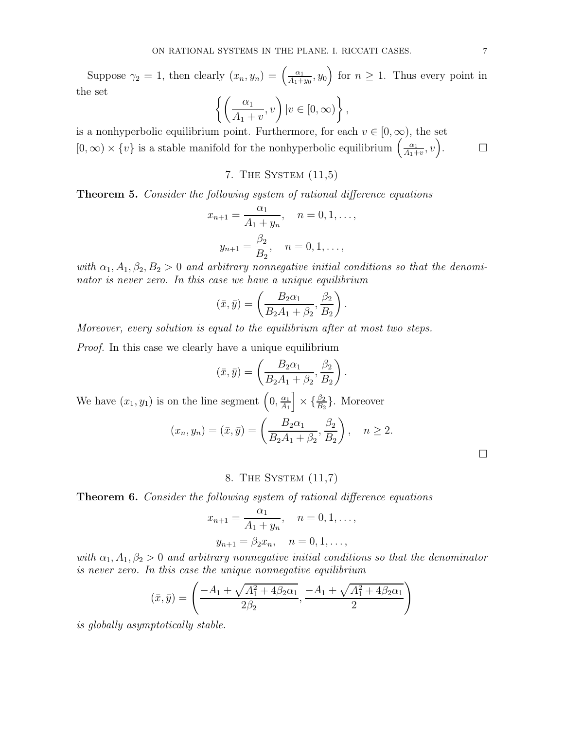Suppose $\gamma_2 = 1$, then clearly $(x_n, y_n) = \left(\frac{\alpha_1}{A_1+y_0}, y_0\right)$ for $n \geq 1$. Thus every point in the set

$$\left\{ \left( \frac{\alpha_1}{A_1+v}, v \right) | v \in [0, \infty) \right\},$$

is a nonhyperbolic equilibrium point. Furthermore, for each $v \in [0, \infty)$, the set $[0, \infty) \times \{v\}$ is a stable manifold for the nonhyperbolic equilibrium $\left(\frac{\alpha_1}{A_1+v}, v\right)$. $\square$

## 7. The System (11,5)

**Theorem 5.** *Consider the following system of rational difference equations*

$$x_{n+1} = \frac{\alpha_1}{A_1 + y_n}, \quad n = 0, 1, \ldots,$$

$$y_{n+1} = \frac{\beta_2}{B_2}, \quad n = 0, 1, \ldots,$$

*with $\alpha_1, A_1, \beta_2, B_2 > 0$ and arbitrary nonnegative initial conditions so that the denominator is never zero. In this case we have a unique equilibrium*

$$(\bar{x}, \bar{y}) = \left( \frac{B_2 \alpha_1}{B_2 A_1 + \beta_2}, \frac{\beta_2}{B_2} \right).$$

*Moreover, every solution is equal to the equilibrium after at most two steps.*

*Proof.* In this case we clearly have a unique equilibrium

$$(\bar{x}, \bar{y}) = \left( \frac{B_2 \alpha_1}{B_2 A_1 + \beta_2}, \frac{\beta_2}{B_2} \right).$$

We have $(x_1, y_1)$ is on the line segment $\left(0, \frac{\alpha_1}{A_1}\right] \times \{\frac{\beta_2}{B_2}\}$. Moreover

$$(x_n, y_n) = (\bar{x}, \bar{y}) = \left( \frac{B_2 \alpha_1}{B_2 A_1 + \beta_2}, \frac{\beta_2}{B_2} \right), \quad n \geq 2.$$

$\square$

## 8. The System (11,7)

**Theorem 6.** *Consider the following system of rational difference equations*

$$x_{n+1} = \frac{\alpha_1}{A_1 + y_n}, \quad n = 0, 1, \ldots,$$

$$y_{n+1} = \beta_2 x_n, \quad n = 0, 1, \ldots,$$

*with $\alpha_1, A_1, \beta_2 > 0$ and arbitrary nonnegative initial conditions so that the denominator is never zero. In this case the unique nonnegative equilibrium*

$$(\bar{x}, \bar{y}) = \left( \frac{-A_1 + \sqrt{A_1^2 + 4\beta_2 \alpha_1}}{2\beta_2}, \frac{-A_1 + \sqrt{A_1^2 + 4\beta_2 \alpha_1}}{2} \right)$$

*is globally asymptotically stable.*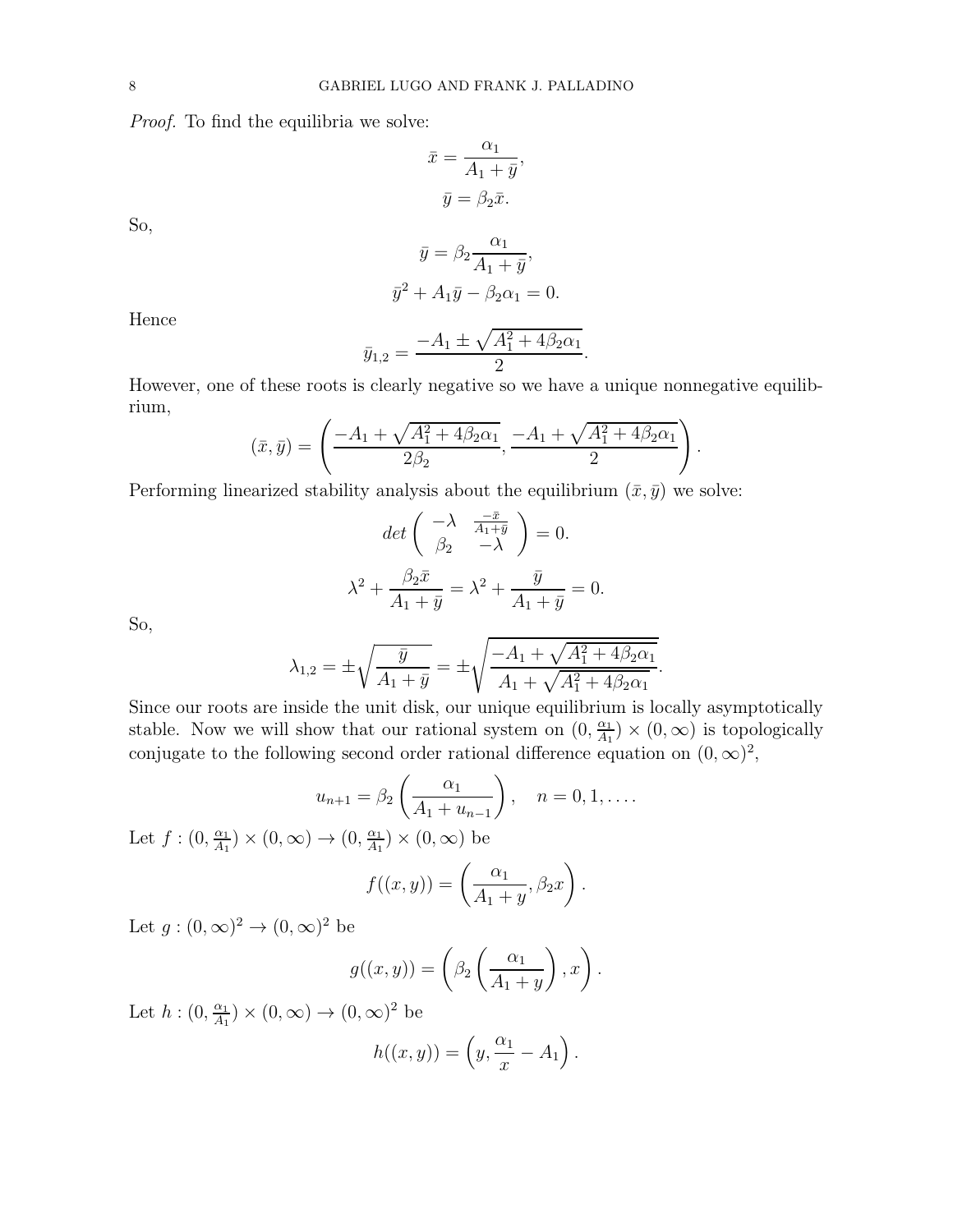*Proof.* To find the equilibria we solve:

$$\bar{x} = \frac{\alpha_1}{A_1 + \bar{y}},$$
$$\bar{y} = \beta_2 \bar{x}.$$

So,

$$\bar{y} = \beta_2 \frac{\alpha_1}{A_1 + \bar{y}},$$
$$\bar{y}^2 + A_1 \bar{y} - \beta_2 \alpha_1 = 0.$$

Hence

$$\bar{y}_{1,2} = \frac{-A_1 \pm \sqrt{A_1^2 + 4\beta_2\alpha_1}}{2}.$$

However, one of these roots is clearly negative so we have a unique nonnegative equilibrium,

$$(\bar{x}, \bar{y}) = \left( \frac{-A_1 + \sqrt{A_1^2 + 4\beta_2\alpha_1}}{2\beta_2}, \frac{-A_1 + \sqrt{A_1^2 + 4\beta_2\alpha_1}}{2} \right).$$

Performing linearized stability analysis about the equilibrium $(\bar{x}, \bar{y})$ we solve:

$$det \begin{pmatrix} -\lambda & \frac{-\bar{x}}{A_1 + \bar{y}} \\ \beta_2 & -\lambda \end{pmatrix} = 0.$$

$$\lambda^2 + \frac{\beta_2 \bar{x}}{A_1 + \bar{y}} = \lambda^2 + \frac{\bar{y}}{A_1 + \bar{y}} = 0.$$

So,

$$\lambda_{1,2} = \pm \sqrt{\frac{\bar{y}}{A_1 + \bar{y}}} = \pm \sqrt{\frac{-A_1 + \sqrt{A_1^2 + 4\beta_2\alpha_1}}{A_1 + \sqrt{A_1^2 + 4\beta_2\alpha_1}}}.$$

Since our roots are inside the unit disk, our unique equilibrium is locally asymptotically stable. Now we will show that our rational system on $(0, \frac{\alpha_1}{A_1}) \times (0, \infty)$ is topologically conjugate to the following second order rational difference equation on $(0, \infty)^2$,

$$u_{n+1} = \beta_2 \left( \frac{\alpha_1}{A_1 + u_{n-1}} \right), \quad n = 0, 1, \ldots.$$

Let $f : (0, \frac{\alpha_1}{A_1}) \times (0, \infty) \to (0, \frac{\alpha_1}{A_1}) \times (0, \infty)$ be

$$f((x, y)) = \left( \frac{\alpha_1}{A_1 + y}, \beta_2 x \right).$$

Let $g : (0, \infty)^2 \to (0, \infty)^2$ be

$$g((x, y)) = \left( \beta_2 \left( \frac{\alpha_1}{A_1 + y} \right), x \right).$$

Let $h : (0, \frac{\alpha_1}{A_1}) \times (0, \infty) \to (0, \infty)^2$ be

$$h((x, y)) = \left( y, \frac{\alpha_1}{x} - A_1 \right).$$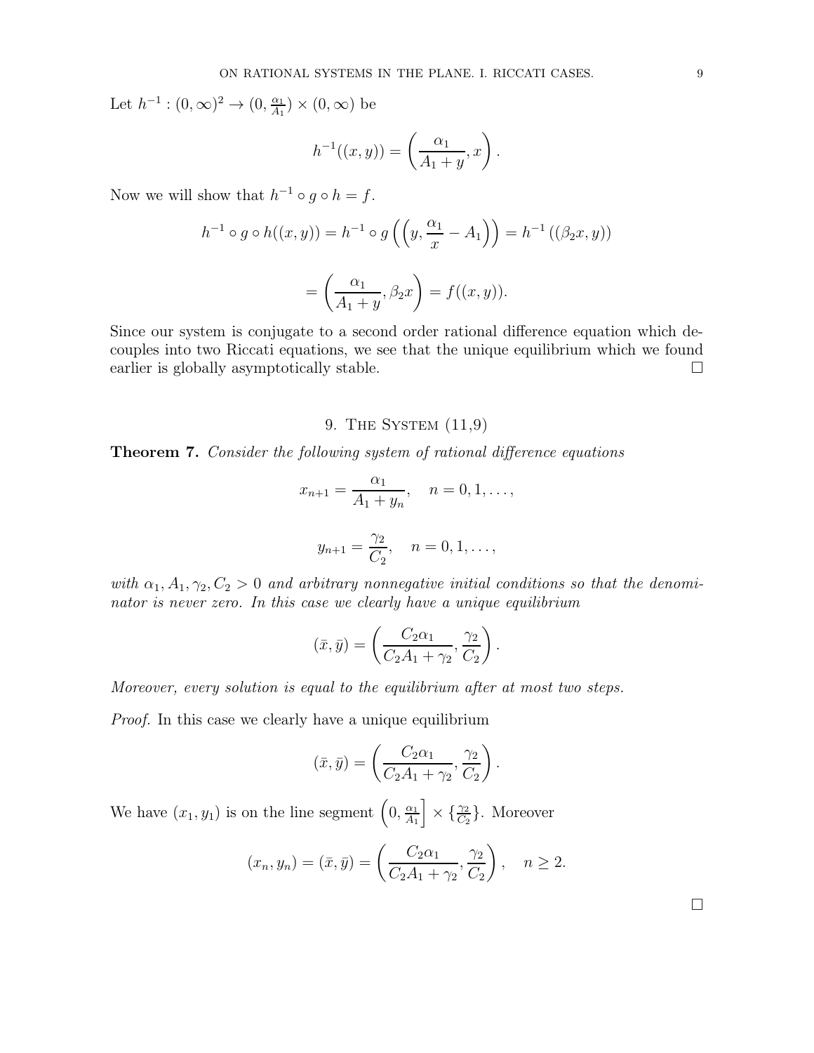Let $h^{-1} : (0, \infty)^2 \to (0, \frac{\alpha_1}{A_1}) \times (0, \infty)$ be

$$h^{-1}((x, y)) = \left( \frac{\alpha_1}{A_1 + y}, x \right).$$

Now we will show that $h^{-1} \circ g \circ h = f$.

$$h^{-1} \circ g \circ h((x, y)) = h^{-1} \circ g \left( \left( y, \frac{\alpha_1}{x} - A_1 \right) \right) = h^{-1} \left( (\beta_2 x, y) \right)$$

$$= \left( \frac{\alpha_1}{A_1 + y}, \beta_2 x \right) = f((x, y)).$$

Since our system is conjugate to a second order rational difference equation which decouples into two Riccati equations, we see that the unique equilibrium which we found earlier is globally asymptotically stable. □

## 9. The System (11,9)

**Theorem 7.** *Consider the following system of rational difference equations*

$$x_{n+1} = \frac{\alpha_1}{A_1 + y_n}, \quad n = 0, 1, \ldots,$$

$$y_{n+1} = \frac{\gamma_2}{C_2}, \quad n = 0, 1, \ldots,$$

*with $\alpha_1, A_1, \gamma_2, C_2 > 0$ and arbitrary nonnegative initial conditions so that the denominator is never zero. In this case we clearly have a unique equilibrium*

$$(\bar{x}, \bar{y}) = \left( \frac{C_2 \alpha_1}{C_2 A_1 + \gamma_2}, \frac{\gamma_2}{C_2} \right).$$

*Moreover, every solution is equal to the equilibrium after at most two steps.*

*Proof.* In this case we clearly have a unique equilibrium

$$(\bar{x}, \bar{y}) = \left( \frac{C_2 \alpha_1}{C_2 A_1 + \gamma_2}, \frac{\gamma_2}{C_2} \right).$$

We have $(x_1, y_1)$ is on the line segment $\left(0, \frac{\alpha_1}{A_1}\right] \times \{\frac{\gamma_2}{C_2}\}$. Moreover

$$(x_n, y_n) = (\bar{x}, \bar{y}) = \left( \frac{C_2 \alpha_1}{C_2 A_1 + \gamma_2}, \frac{\gamma_2}{C_2} \right), \quad n \geq 2.$$

□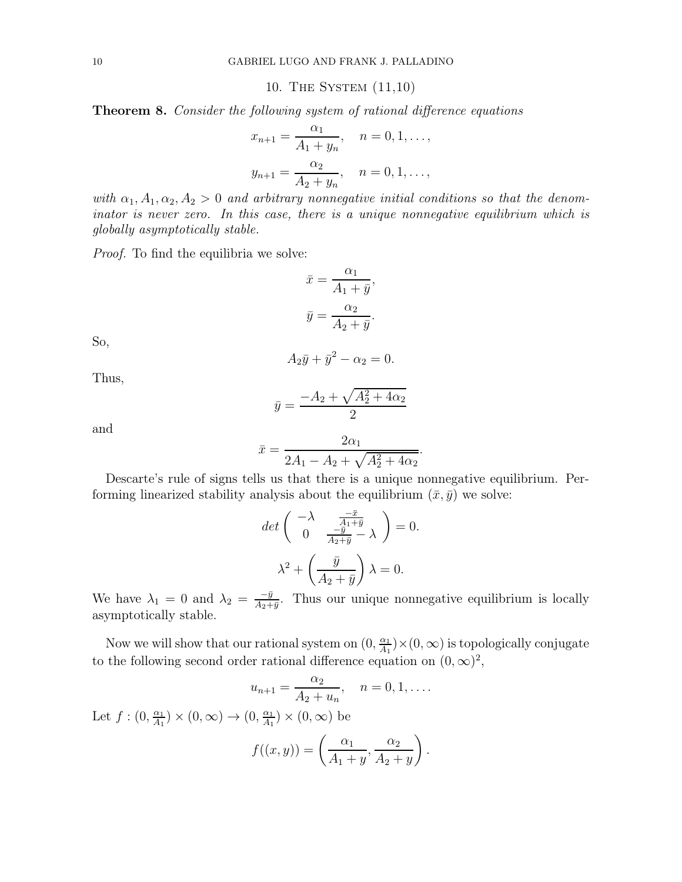## 10. The System (11,10)

**Theorem 8.** *Consider the following system of rational difference equations*

$$x_{n+1} = \frac{\alpha_1}{A_1 + y_n}, \quad n = 0, 1, \ldots,$$

$$y_{n+1} = \frac{\alpha_2}{A_2 + y_n}, \quad n = 0, 1, \ldots,$$

*with $\alpha_1, A_1, \alpha_2, A_2 > 0$ and arbitrary nonnegative initial conditions so that the denominator is never zero. In this case, there is a unique nonnegative equilibrium which is globally asymptotically stable.*

*Proof.* To find the equilibria we solve:

$$\bar{x} = \frac{\alpha_1}{A_1 + \bar{y}},$$

$$\bar{y} = \frac{\alpha_2}{A_2 + \bar{y}}.$$

So,

$$A_2\bar{y} + \bar{y}^2 - \alpha_2 = 0.$$

Thus,

$$\bar{y} = \frac{-A_2 + \sqrt{A_2^2 + 4\alpha_2}}{2}$$

and

$$\bar{x} = \frac{2\alpha_1}{2A_1 - A_2 + \sqrt{A_2^2 + 4\alpha_2}}.$$

Descarte's rule of signs tells us that there is a unique nonnegative equilibrium. Performing linearized stability analysis about the equilibrium $(\bar{x}, \bar{y})$ we solve:

$$det \begin{pmatrix} -\lambda & \frac{-\bar{x}}{A_1+\bar{y}} \\ 0 & \frac{-\bar{y}}{A_2+\bar{y}} - \lambda \end{pmatrix} = 0.$$

$$\lambda^2 + \left(\frac{\bar{y}}{A_2 + \bar{y}}\right)\lambda = 0.$$

We have $\lambda_1 = 0$ and $\lambda_2 = \frac{-\bar{y}}{A_2+\bar{y}}$. Thus our unique nonnegative equilibrium is locally asymptotically stable.

Now we will show that our rational system on $(0, \frac{\alpha_1}{A_1}) \times (0, \infty)$ is topologically conjugate to the following second order rational difference equation on $(0, \infty)^2$,

$$u_{n+1} = \frac{\alpha_2}{A_2 + u_n}, \quad n = 0, 1, \ldots.$$

Let $f : (0, \frac{\alpha_1}{A_1}) \times (0, \infty) \to (0, \frac{\alpha_1}{A_1}) \times (0, \infty)$ be

$$f((x, y)) = \left(\frac{\alpha_1}{A_1 + y}, \frac{\alpha_2}{A_2 + y}\right).$$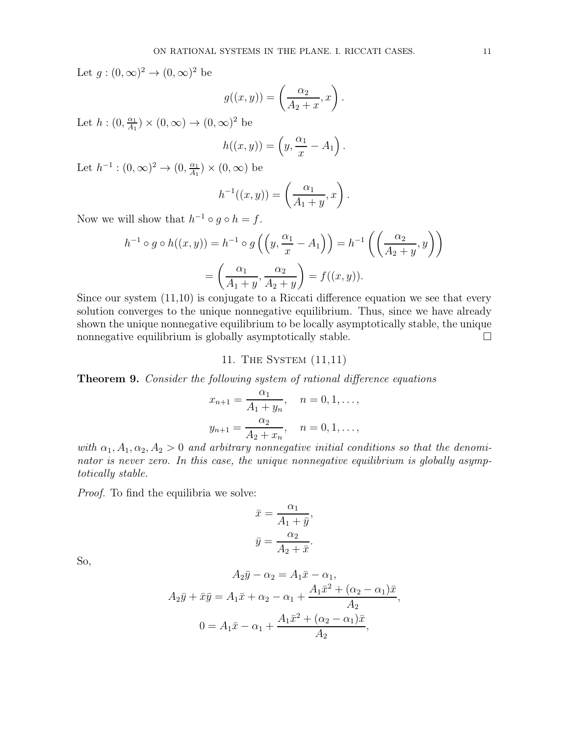Let $g : (0, \infty)^2 \to (0, \infty)^2$ be

$$g((x, y)) = \left( \frac{\alpha_2}{A_2 + x}, x \right).$$

Let $h : (0, \frac{\alpha_1}{A_1}) \times (0, \infty) \to (0, \infty)^2$ be

$$h((x, y)) = \left( y, \frac{\alpha_1}{x} - A_1 \right).$$

Let $h^{-1} : (0, \infty)^2 \to (0, \frac{\alpha_1}{A_1}) \times (0, \infty)$ be

$$h^{-1}((x, y)) = \left( \frac{\alpha_1}{A_1 + y}, x \right).$$

Now we will show that $h^{-1} \circ g \circ h = f$.

$$h^{-1} \circ g \circ h((x, y)) = h^{-1} \circ g \left( \left( y, \frac{\alpha_1}{x} - A_1 \right) \right) = h^{-1} \left( \left( \frac{\alpha_2}{A_2 + y}, y \right) \right)$$

$$= \left( \frac{\alpha_1}{A_1 + y}, \frac{\alpha_2}{A_2 + y} \right) = f((x, y)).$$

Since our system (11,10) is conjugate to a Riccati difference equation we see that every solution converges to the unique nonnegative equilibrium. Thus, since we have already shown the unique nonnegative equilibrium to be locally asymptotically stable, the unique nonnegative equilibrium is globally asymptotically stable. $\square$

## 11. The System (11,11)

**Theorem 9.** *Consider the following system of rational difference equations*

$$x_{n+1} = \frac{\alpha_1}{A_1 + y_n}, \quad n = 0, 1, \ldots,$$

$$y_{n+1} = \frac{\alpha_2}{A_2 + x_n}, \quad n = 0, 1, \ldots,$$

*with $\alpha_1, A_1, \alpha_2, A_2 > 0$ and arbitrary nonnegative initial conditions so that the denominator is never zero. In this case, the unique nonnegative equilibrium is globally asymptotically stable.*

*Proof.* To find the equilibria we solve:

$$\bar{x} = \frac{\alpha_1}{A_1 + \bar{y}},$$

$$\bar{y} = \frac{\alpha_2}{A_2 + \bar{x}}.$$

So,

$$A_2 \bar{y} - \alpha_2 = A_1 \bar{x} - \alpha_1,$$

$$A_2 \bar{y} + \bar{x}\bar{y} = A_1 \bar{x} + \alpha_2 - \alpha_1 + \frac{A_1 \bar{x}^2 + (\alpha_2 - \alpha_1)\bar{x}}{A_2},$$

$$0 = A_1 \bar{x} - \alpha_1 + \frac{A_1 \bar{x}^2 + (\alpha_2 - \alpha_1)\bar{x}}{A_2},$$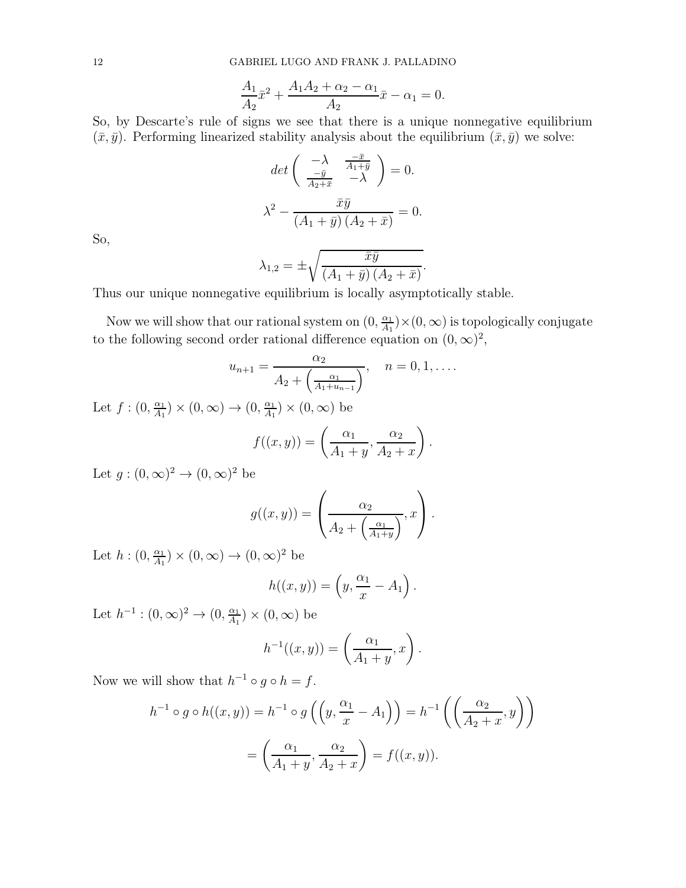$$\frac{A_1}{A_2}\bar{x}^2 + \frac{A_1A_2 + \alpha_2 - \alpha_1}{A_2}\bar{x} - \alpha_1 = 0.$$

So, by Descarte's rule of signs we see that there is a unique nonnegative equilibrium $(\bar{x}, \bar{y})$. Performing linearized stability analysis about the equilibrium $(\bar{x}, \bar{y})$ we solve:

$$det\begin{pmatrix} -\lambda & \frac{-\bar{x}}{A_1+\bar{y}} \\ \frac{-\bar{y}}{A_2+\bar{x}} & -\lambda \end{pmatrix} = 0.$$

$$\lambda^2 - \frac{\bar{x}\bar{y}}{(A_1+\bar{y})(A_2+\bar{x})} = 0.$$

So,

$$\lambda_{1,2} = \pm\sqrt{\frac{\bar{x}\bar{y}}{(A_1+\bar{y})(A_2+\bar{x})}}.$$

Thus our unique nonnegative equilibrium is locally asymptotically stable.

Now we will show that our rational system on $(0, \frac{\alpha_1}{A_1}) \times (0, \infty)$ is topologically conjugate to the following second order rational difference equation on $(0, \infty)^2$,

$$u_{n+1} = \frac{\alpha_2}{A_2 + \left(\frac{\alpha_1}{A_1+u_{n-1}}\right)}, \quad n = 0, 1, \ldots.$$

Let $f : (0, \frac{\alpha_1}{A_1}) \times (0, \infty) \to (0, \frac{\alpha_1}{A_1}) \times (0, \infty)$ be

$$f((x, y)) = \left(\frac{\alpha_1}{A_1+y}, \frac{\alpha_2}{A_2+x}\right).$$

Let $g : (0, \infty)^2 \to (0, \infty)^2$ be

$$g((x, y)) = \left(\frac{\alpha_2}{A_2 + \left(\frac{\alpha_1}{A_1+y}\right)}, x\right).$$

Let $h : (0, \frac{\alpha_1}{A_1}) \times (0, \infty) \to (0, \infty)^2$ be

$$h((x, y)) = \left(y, \frac{\alpha_1}{x} - A_1\right).$$

Let $h^{-1} : (0, \infty)^2 \to (0, \frac{\alpha_1}{A_1}) \times (0, \infty)$ be

$$h^{-1}((x, y)) = \left(\frac{\alpha_1}{A_1+y}, x\right).$$

Now we will show that $h^{-1} \circ g \circ h = f$.

$$h^{-1} \circ g \circ h((x, y)) = h^{-1} \circ g\left(\left(y, \frac{\alpha_1}{x} - A_1\right)\right) = h^{-1}\left(\left(\frac{\alpha_2}{A_2+x}, y\right)\right)$$

$$= \left(\frac{\alpha_1}{A_1+y}, \frac{\alpha_2}{A_2+x}\right) = f((x, y)).$$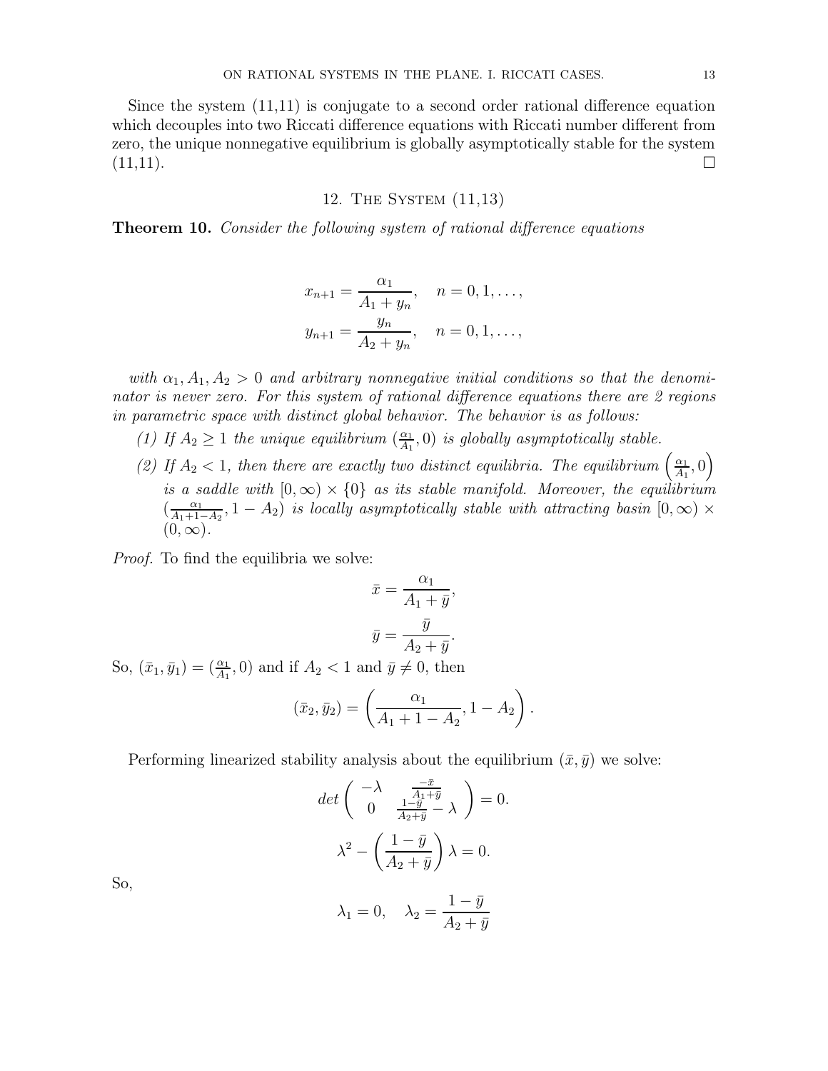Since the system (11,11) is conjugate to a second order rational difference equation which decouples into two Riccati difference equations with Riccati number different from zero, the unique nonnegative equilibrium is globally asymptotically stable for the system (11,11). ☐

## 12. The System (11,13)

**Theorem 10.** *Consider the following system of rational difference equations*

$$x_{n+1} = \frac{\alpha_1}{A_1 + y_n}, \quad n = 0, 1, \ldots,$$

$$y_{n+1} = \frac{y_n}{A_2 + y_n}, \quad n = 0, 1, \ldots,$$

*with $\alpha_1, A_1, A_2 > 0$ and arbitrary nonnegative initial conditions so that the denominator is never zero. For this system of rational difference equations there are 2 regions in parametric space with distinct global behavior. The behavior is as follows:*

1. *If $A_2 \geq 1$ the unique equilibrium $(\frac{\alpha_1}{A_1}, 0)$ is globally asymptotically stable.*
2. *If $A_2 < 1$, then there are exactly two distinct equilibria. The equilibrium $\left(\frac{\alpha_1}{A_1}, 0\right)$ is a saddle with $[0, \infty) \times \{0\}$ as its stable manifold. Moreover, the equilibrium $(\frac{\alpha_1}{A_1 + 1 - A_2}, 1 - A_2)$ is locally asymptotically stable with attracting basin $[0, \infty) \times (0, \infty)$.*

*Proof.* To find the equilibria we solve:

$$\bar{x} = \frac{\alpha_1}{A_1 + \bar{y}},$$

$$\bar{y} = \frac{\bar{y}}{A_2 + \bar{y}}.$$

So, $(\bar{x}_1, \bar{y}_1) = (\frac{\alpha_1}{A_1}, 0)$ and if $A_2 < 1$ and $\bar{y} \neq 0$, then

$$(\bar{x}_2, \bar{y}_2) = \left(\frac{\alpha_1}{A_1 + 1 - A_2}, 1 - A_2\right).$$

Performing linearized stability analysis about the equilibrium $(\bar{x}, \bar{y})$ we solve:

$$det \begin{pmatrix} -\lambda & \frac{-\bar{x}}{A_1 + \bar{y}} \\ 0 & \frac{1 - \bar{y}}{A_2 + \bar{y}} - \lambda \end{pmatrix} = 0.$$

$$\lambda^2 - \left(\frac{1 - \bar{y}}{A_2 + \bar{y}}\right)\lambda = 0.$$

So,

$$\lambda_1 = 0, \quad \lambda_2 = \frac{1 - \bar{y}}{A_2 + \bar{y}}$$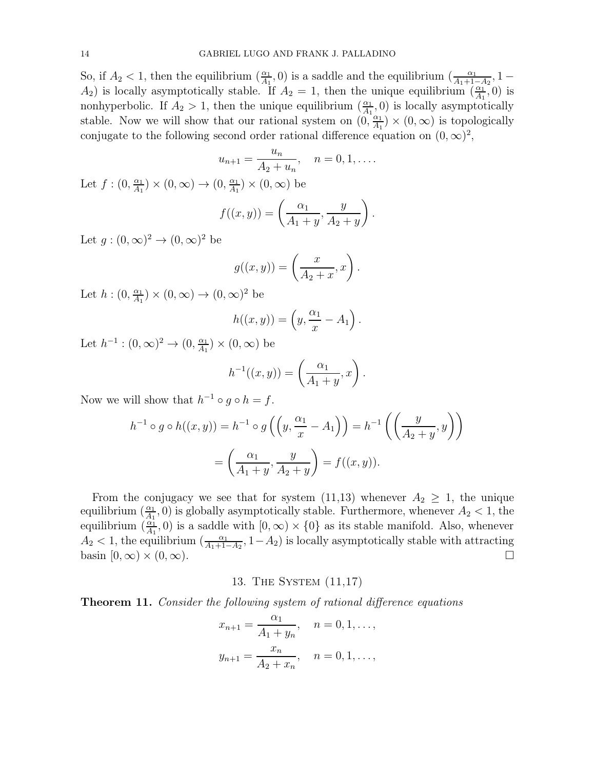So, if $A_2 < 1$, then the equilibrium $(\frac{\alpha_1}{A_1}, 0)$ is a saddle and the equilibrium $(\frac{\alpha_1}{A_1+1-A_2}, 1 - A_2)$ is locally asymptotically stable. If $A_2 = 1$, then the unique equilibrium $(\frac{\alpha_1}{A_1}, 0)$ is nonhyperbolic. If $A_2 > 1$, then the unique equilibrium $(\frac{\alpha_1}{A_1}, 0)$ is locally asymptotically stable. Now we will show that our rational system on $(0, \frac{\alpha_1}{A_1}) \times (0, \infty)$ is topologically conjugate to the following second order rational difference equation on $(0, \infty)^2$,

$$u_{n+1} = \frac{u_n}{A_2 + u_n}, \quad n = 0, 1, \ldots.$$

Let $f : (0, \frac{\alpha_1}{A_1}) \times (0, \infty) \to (0, \frac{\alpha_1}{A_1}) \times (0, \infty)$ be

$$f((x, y)) = \left( \frac{\alpha_1}{A_1 + y}, \frac{y}{A_2 + y} \right).$$

Let $g : (0, \infty)^2 \to (0, \infty)^2$ be

$$g((x, y)) = \left( \frac{x}{A_2 + x}, x \right).$$

Let $h : (0, \frac{\alpha_1}{A_1}) \times (0, \infty) \to (0, \infty)^2$ be

$$h((x, y)) = \left( y, \frac{\alpha_1}{x} - A_1 \right).$$

Let $h^{-1} : (0, \infty)^2 \to (0, \frac{\alpha_1}{A_1}) \times (0, \infty)$ be

$$h^{-1}((x, y)) = \left( \frac{\alpha_1}{A_1 + y}, x \right).$$

Now we will show that $h^{-1} \circ g \circ h = f$.

$$h^{-1} \circ g \circ h((x, y)) = h^{-1} \circ g \left( \left( y, \frac{\alpha_1}{x} - A_1 \right) \right) = h^{-1} \left( \left( \frac{y}{A_2 + y}, y \right) \right)$$

$$= \left( \frac{\alpha_1}{A_1 + y}, \frac{y}{A_2 + y} \right) = f((x, y)).$$

From the conjugacy we see that for system (11,13) whenever $A_2 \geq 1$, the unique equilibrium $(\frac{\alpha_1}{A_1}, 0)$ is globally asymptotically stable. Furthermore, whenever $A_2 < 1$, the equilibrium $(\frac{\alpha_1}{A_1}, 0)$ is a saddle with $[0, \infty) \times \{0\}$ as its stable manifold. Also, whenever $A_2 < 1$, the equilibrium $(\frac{\alpha_1}{A_1+1-A_2}, 1 - A_2)$ is locally asymptotically stable with attracting basin $[0, \infty) \times (0, \infty)$. ☐

## 13. The System (11,17)

**Theorem 11.** *Consider the following system of rational difference equations*

$$x_{n+1} = \frac{\alpha_1}{A_1 + y_n}, \quad n = 0, 1, \ldots,$$

$$y_{n+1} = \frac{x_n}{A_2 + x_n}, \quad n = 0, 1, \ldots,$$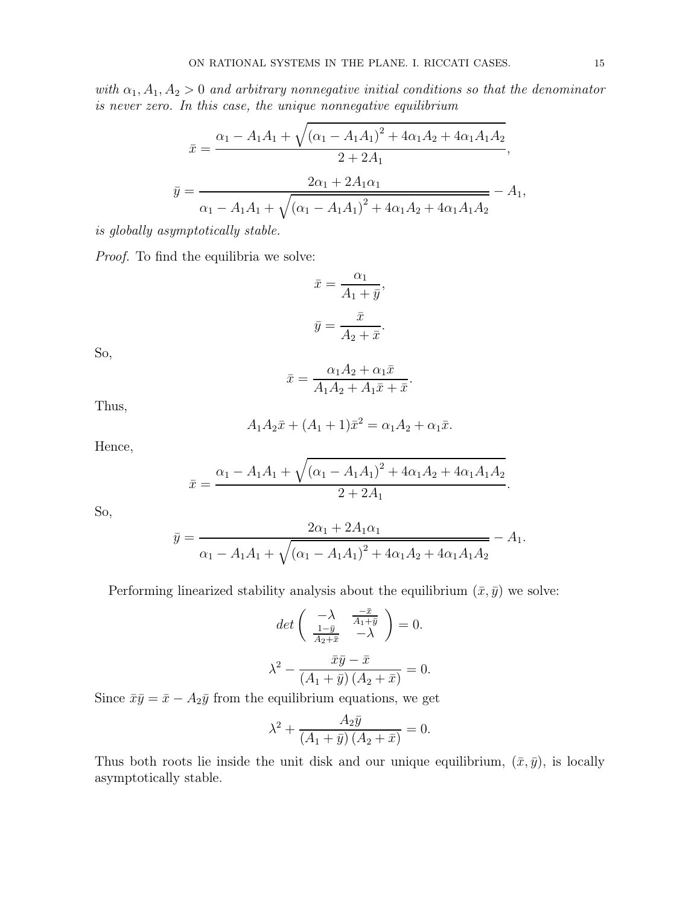*with $\alpha_1, A_1, A_2 > 0$ and arbitrary nonnegative initial conditions so that the denominator is never zero. In this case, the unique nonnegative equilibrium*

$$\bar{x} = \frac{\alpha_1 - A_1 A_1 + \sqrt{\left(\alpha_1 - A_1 A_1\right)^2 + 4\alpha_1 A_2 + 4\alpha_1 A_1 A_2}}{2 + 2A_1},$$

$$\bar{y} = \frac{2\alpha_1 + 2A_1\alpha_1}{\alpha_1 - A_1 A_1 + \sqrt{\left(\alpha_1 - A_1 A_1\right)^2 + 4\alpha_1 A_2 + 4\alpha_1 A_1 A_2}} - A_1,$$

*is globally asymptotically stable.*

*Proof.* To find the equilibria we solve:

$$\bar{x} = \frac{\alpha_1}{A_1 + \bar{y}},$$

$$\bar{y} = \frac{\bar{x}}{A_2 + \bar{x}}.$$

So,

$$\bar{x} = \frac{\alpha_1 A_2 + \alpha_1 \bar{x}}{A_1 A_2 + A_1 \bar{x} + \bar{x}}.$$

Thus,

$$A_1 A_2 \bar{x} + (A_1 + 1)\bar{x}^2 = \alpha_1 A_2 + \alpha_1 \bar{x}.$$

Hence,

$$\bar{x} = \frac{\alpha_1 - A_1 A_1 + \sqrt{\left(\alpha_1 - A_1 A_1\right)^2 + 4\alpha_1 A_2 + 4\alpha_1 A_1 A_2}}{2 + 2A_1}.$$

So,

$$\bar{y} = \frac{2\alpha_1 + 2A_1\alpha_1}{\alpha_1 - A_1 A_1 + \sqrt{\left(\alpha_1 - A_1 A_1\right)^2 + 4\alpha_1 A_2 + 4\alpha_1 A_1 A_2}} - A_1.$$

Performing linearized stability analysis about the equilibrium $(\bar{x}, \bar{y})$ we solve:

$$det\begin{pmatrix} -\lambda & \frac{-\bar{x}}{A_1 + \bar{y}} \\ \frac{1 - \bar{y}}{A_2 + \bar{x}} & -\lambda \end{pmatrix} = 0.$$

$$\lambda^2 - \frac{\bar{x}\bar{y} - \bar{x}}{(A_1 + \bar{y})(A_2 + \bar{x})} = 0.$$

Since $\bar{x}\bar{y} = \bar{x} - A_2\bar{y}$ from the equilibrium equations, we get

$$\lambda^2 + \frac{A_2\bar{y}}{(A_1 + \bar{y})(A_2 + \bar{x})} = 0.$$

Thus both roots lie inside the unit disk and our unique equilibrium, $(\bar{x}, \bar{y})$, is locally asymptotically stable.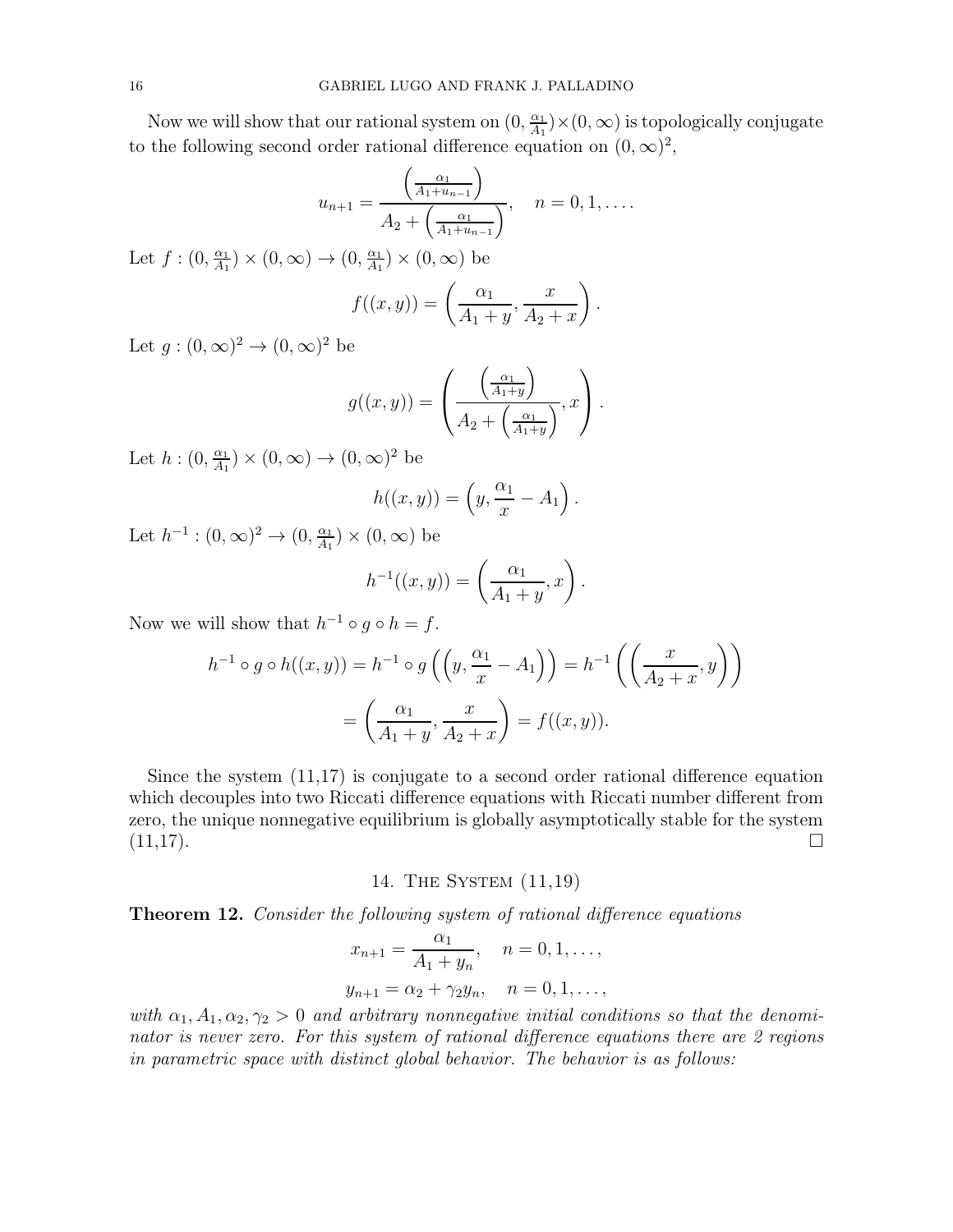Now we will show that our rational system on $(0, \frac{\alpha_1}{A_1}) \times (0, \infty)$ is topologically conjugate to the following second order rational difference equation on $(0, \infty)^2$,

$$u_{n+1} = \frac{\left(\frac{\alpha_1}{A_1 + u_{n-1}}\right)}{A_2 + \left(\frac{\alpha_1}{A_1 + u_{n-1}}\right)}, \quad n = 0, 1, \ldots.$$

Let $f : (0, \frac{\alpha_1}{A_1}) \times (0, \infty) \to (0, \frac{\alpha_1}{A_1}) \times (0, \infty)$ be

$$f((x, y)) = \left(\frac{\alpha_1}{A_1 + y}, \frac{x}{A_2 + x}\right).$$

Let $g : (0, \infty)^2 \to (0, \infty)^2$ be

$$g((x, y)) = \left(\frac{\left(\frac{\alpha_1}{A_1 + y}\right)}{A_2 + \left(\frac{\alpha_1}{A_1 + y}\right)}, x\right).$$

Let $h : (0, \frac{\alpha_1}{A_1}) \times (0, \infty) \to (0, \infty)^2$ be

$$h((x, y)) = \left(y, \frac{\alpha_1}{x} - A_1\right).$$

Let $h^{-1} : (0, \infty)^2 \to (0, \frac{\alpha_1}{A_1}) \times (0, \infty)$ be

$$h^{-1}((x, y)) = \left(\frac{\alpha_1}{A_1 + y}, x\right).$$

Now we will show that $h^{-1} \circ g \circ h = f$.

$$h^{-1} \circ g \circ h((x, y)) = h^{-1} \circ g\left(\left(y, \frac{\alpha_1}{x} - A_1\right)\right) = h^{-1}\left(\left(\frac{x}{A_2 + x}, y\right)\right)$$

$$= \left(\frac{\alpha_1}{A_1 + y}, \frac{x}{A_2 + x}\right) = f((x, y)).$$

Since the system (11,17) is conjugate to a second order rational difference equation which decouples into two Riccati difference equations with Riccati number different from zero, the unique nonnegative equilibrium is globally asymptotically stable for the system (11,17). $\square$

## 14. The System (11,19)

**Theorem 12.** *Consider the following system of rational difference equations*

$$x_{n+1} = \frac{\alpha_1}{A_1 + y_n}, \quad n = 0, 1, \ldots,$$

$$y_{n+1} = \alpha_2 + \gamma_2 y_n, \quad n = 0, 1, \ldots,$$

*with $\alpha_1, A_1, \alpha_2, \gamma_2 > 0$ and arbitrary nonnegative initial conditions so that the denominator is never zero. For this system of rational difference equations there are 2 regions in parametric space with distinct global behavior. The behavior is as follows:*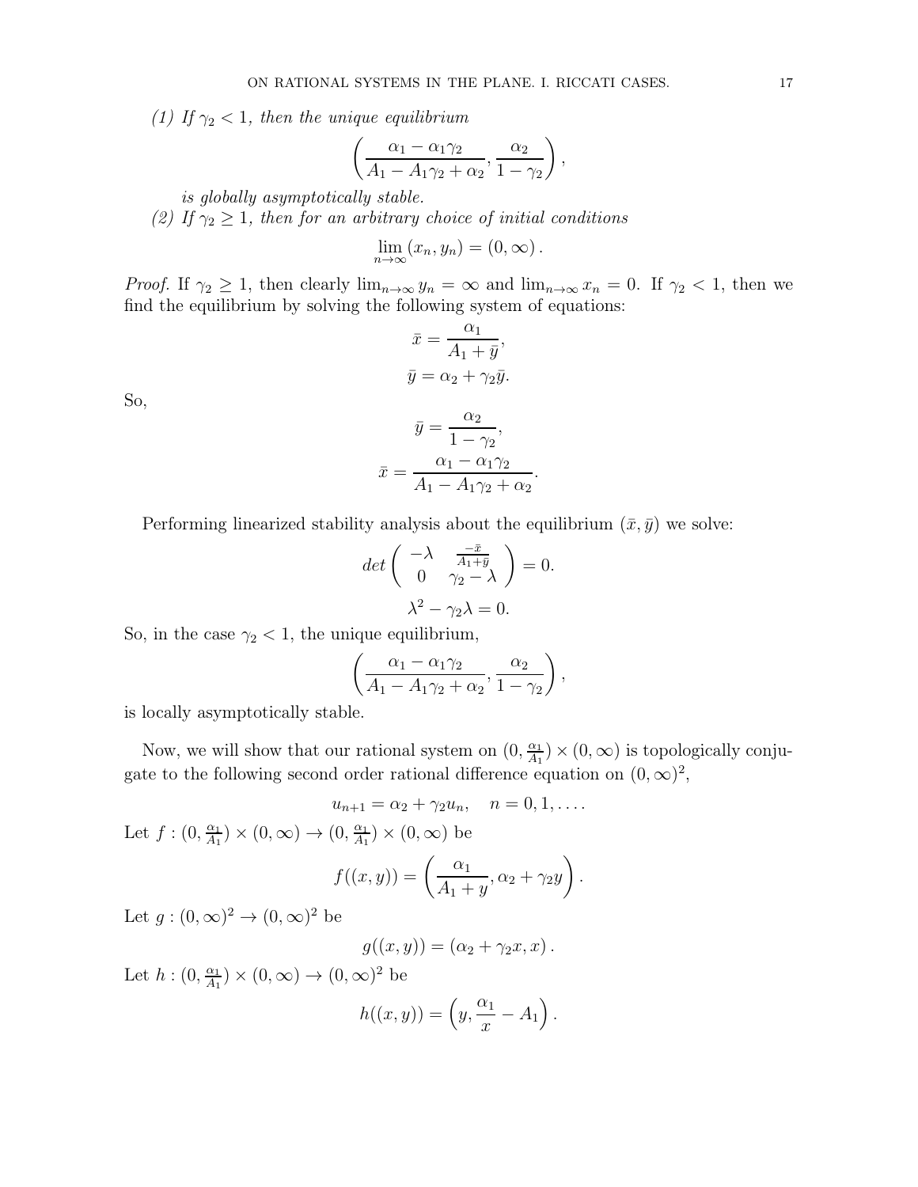*(1) If $\gamma_2 < 1$, then the unique equilibrium*

$$\left(\frac{\alpha_1 - \alpha_1\gamma_2}{A_1 - A_1\gamma_2 + \alpha_2}, \frac{\alpha_2}{1-\gamma_2}\right),$$

*is globally asymptotically stable.*

*(2) If $\gamma_2 \geq 1$, then for an arbitrary choice of initial conditions*

$$\lim_{n\to\infty}(x_n, y_n) = (0, \infty).$$

*Proof.* If $\gamma_2 \geq 1$, then clearly $\lim_{n\to\infty} y_n = \infty$ and $\lim_{n\to\infty} x_n = 0$. If $\gamma_2 < 1$, then we find the equilibrium by solving the following system of equations:

$$\bar{x} = \frac{\alpha_1}{A_1 + \bar{y}},$$

$$\bar{y} = \alpha_2 + \gamma_2\bar{y}.$$

So,

$$\bar{y} = \frac{\alpha_2}{1-\gamma_2},$$

$$\bar{x} = \frac{\alpha_1 - \alpha_1\gamma_2}{A_1 - A_1\gamma_2 + \alpha_2}.$$

Performing linearized stability analysis about the equilibrium $(\bar{x}, \bar{y})$ we solve:

$$det\begin{pmatrix} -\lambda & \frac{-\bar{x}}{A_1+\bar{y}} \\ 0 & \gamma_2 - \lambda \end{pmatrix} = 0.$$

$$\lambda^2 - \gamma_2\lambda = 0.$$

So, in the case $\gamma_2 < 1$, the unique equilibrium,

$$\left(\frac{\alpha_1 - \alpha_1\gamma_2}{A_1 - A_1\gamma_2 + \alpha_2}, \frac{\alpha_2}{1-\gamma_2}\right),$$

is locally asymptotically stable.

Now, we will show that our rational system on $(0, \frac{\alpha_1}{A_1}) \times (0, \infty)$ is topologically conjugate to the following second order rational difference equation on $(0, \infty)^2$,

$$u_{n+1} = \alpha_2 + \gamma_2 u_n, \quad n = 0, 1, \ldots.$$

Let $f : (0, \frac{\alpha_1}{A_1}) \times (0, \infty) \to (0, \frac{\alpha_1}{A_1}) \times (0, \infty)$ be

$$f((x, y)) = \left(\frac{\alpha_1}{A_1 + y}, \alpha_2 + \gamma_2 y\right).$$

Let $g : (0, \infty)^2 \to (0, \infty)^2$ be

$$g((x, y)) = (\alpha_2 + \gamma_2 x, x).$$

Let $h : (0, \frac{\alpha_1}{A_1}) \times (0, \infty) \to (0, \infty)^2$ be

$$h((x, y)) = \left(y, \frac{\alpha_1}{x} - A_1\right).$$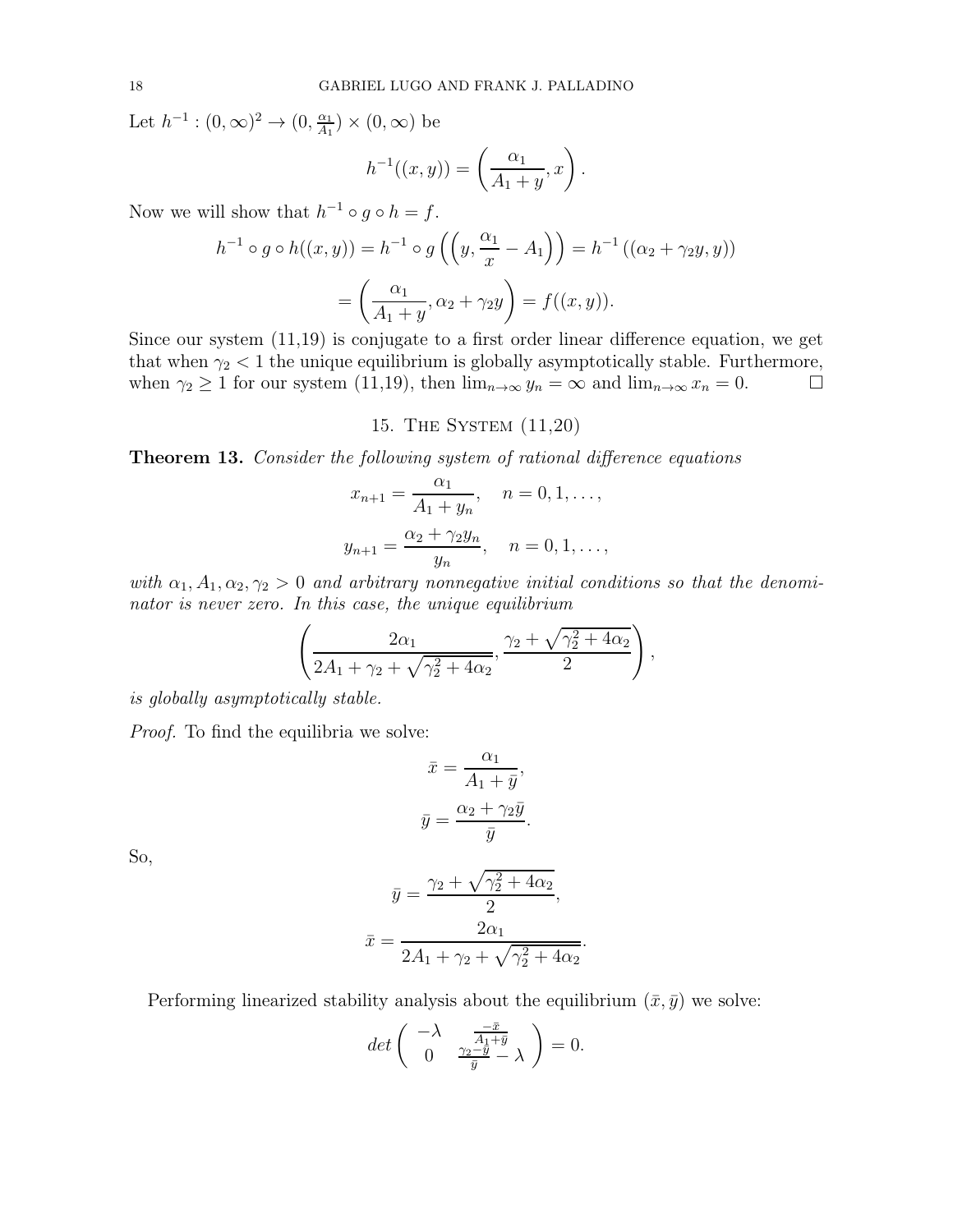Let $h^{-1} : (0,\infty)^2 \to (0, \frac{\alpha_1}{A_1}) \times (0,\infty)$ be

$$h^{-1}((x,y)) = \left( \frac{\alpha_1}{A_1 + y}, x \right).$$

Now we will show that $h^{-1} \circ g \circ h = f$.

$$h^{-1} \circ g \circ h((x,y)) = h^{-1} \circ g \left( \left( y, \frac{\alpha_1}{x} - A_1 \right) \right) = h^{-1} \left( (\alpha_2 + \gamma_2 y, y) \right)$$

$$= \left( \frac{\alpha_1}{A_1 + y}, \alpha_2 + \gamma_2 y \right) = f((x,y)).$$

Since our system (11,19) is conjugate to a first order linear difference equation, we get that when $\gamma_2 < 1$ the unique equilibrium is globally asymptotically stable. Furthermore, when $\gamma_2 \geq 1$ for our system (11,19), then $\lim_{n\to\infty} y_n = \infty$ and $\lim_{n\to\infty} x_n = 0$. $\square$

## 15. The System (11,20)

**Theorem 13.** *Consider the following system of rational difference equations*

$$x_{n+1} = \frac{\alpha_1}{A_1 + y_n}, \quad n = 0, 1, \ldots,$$

$$y_{n+1} = \frac{\alpha_2 + \gamma_2 y_n}{y_n}, \quad n = 0, 1, \ldots,$$

*with $\alpha_1, A_1, \alpha_2, \gamma_2 > 0$ and arbitrary nonnegative initial conditions so that the denominator is never zero. In this case, the unique equilibrium*

$$\left( \frac{2\alpha_1}{2A_1 + \gamma_2 + \sqrt{\gamma_2^2 + 4\alpha_2}}, \frac{\gamma_2 + \sqrt{\gamma_2^2 + 4\alpha_2}}{2} \right),$$

*is globally asymptotically stable.*

*Proof.* To find the equilibria we solve:

$$\bar{x} = \frac{\alpha_1}{A_1 + \bar{y}},$$

$$\bar{y} = \frac{\alpha_2 + \gamma_2 \bar{y}}{\bar{y}}.$$

So,

$$\bar{y} = \frac{\gamma_2 + \sqrt{\gamma_2^2 + 4\alpha_2}}{2},$$

$$\bar{x} = \frac{2\alpha_1}{2A_1 + \gamma_2 + \sqrt{\gamma_2^2 + 4\alpha_2}}.$$

Performing linearized stability analysis about the equilibrium $(\bar{x}, \bar{y})$ we solve:

$$det \begin{pmatrix} -\lambda & \frac{-\bar{x}}{A_1 + \bar{y}} \\ 0 & \frac{\gamma_2 - \bar{y}}{\bar{y}} - \lambda \end{pmatrix} = 0.$$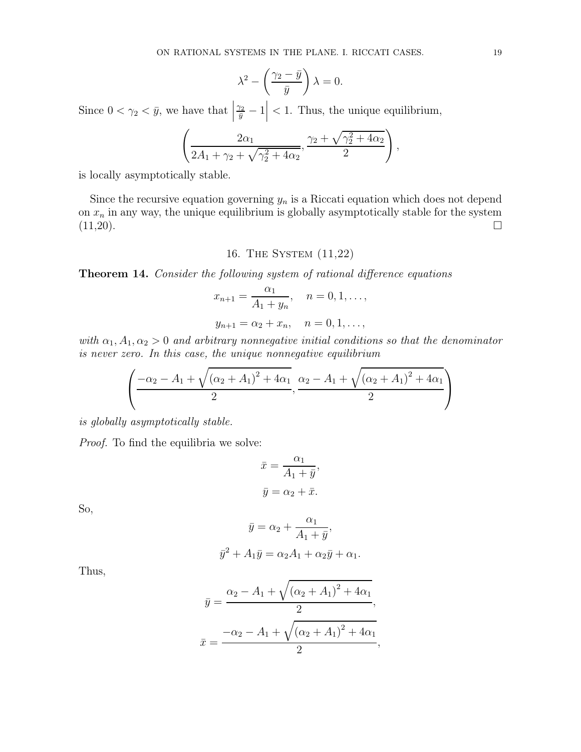$$\lambda^2 - \left(\frac{\gamma_2 - \bar{y}}{\bar{y}}\right)\lambda = 0.$$

Since $0 < \gamma_2 < \bar{y}$, we have that $\left|\frac{\gamma_2}{\bar{y}} - 1\right| < 1$. Thus, the unique equilibrium,

$$\left(\frac{2\alpha_1}{2A_1 + \gamma_2 + \sqrt{\gamma_2^2 + 4\alpha_2}}, \frac{\gamma_2 + \sqrt{\gamma_2^2 + 4\alpha_2}}{2}\right),$$

is locally asymptotically stable.

Since the recursive equation governing $y_n$ is a Riccati equation which does not depend on $x_n$ in any way, the unique equilibrium is globally asymptotically stable for the system (11,20). □

## 16. The System (11,22)

**Theorem 14.** *Consider the following system of rational difference equations*

$$x_{n+1} = \frac{\alpha_1}{A_1 + y_n}, \quad n = 0, 1, \ldots,$$

$$y_{n+1} = \alpha_2 + x_n, \quad n = 0, 1, \ldots,$$

*with $\alpha_1, A_1, \alpha_2 > 0$ and arbitrary nonnegative initial conditions so that the denominator is never zero. In this case, the unique nonnegative equilibrium*

$$\left(\frac{-\alpha_2 - A_1 + \sqrt{(\alpha_2 + A_1)^2 + 4\alpha_1}}{2}, \frac{\alpha_2 - A_1 + \sqrt{(\alpha_2 + A_1)^2 + 4\alpha_1}}{2}\right)$$

*is globally asymptotically stable.*

*Proof.* To find the equilibria we solve:

$$\bar{x} = \frac{\alpha_1}{A_1 + \bar{y}},$$

$$\bar{y} = \alpha_2 + \bar{x}.$$

So,

$$\bar{y} = \alpha_2 + \frac{\alpha_1}{A_1 + \bar{y}},$$

$$\bar{y}^2 + A_1\bar{y} = \alpha_2 A_1 + \alpha_2\bar{y} + \alpha_1.$$

Thus,

$$\bar{y} = \frac{\alpha_2 - A_1 + \sqrt{(\alpha_2 + A_1)^2 + 4\alpha_1}}{2},$$

$$\bar{x} = \frac{-\alpha_2 - A_1 + \sqrt{(\alpha_2 + A_1)^2 + 4\alpha_1}}{2},$$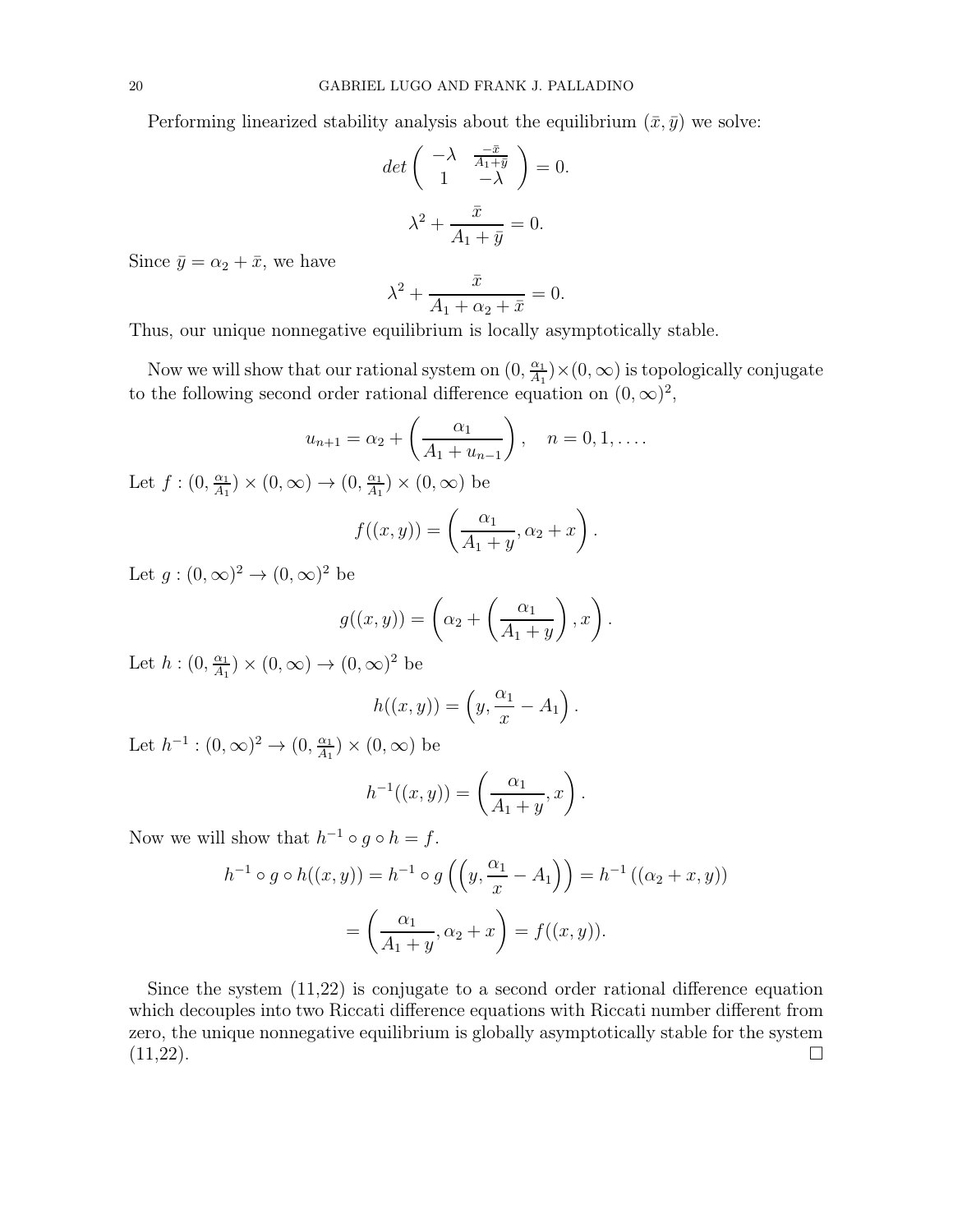Performing linearized stability analysis about the equilibrium $(\bar{x}, \bar{y})$ we solve:

$$det \begin{pmatrix} -\lambda & \frac{-\bar{x}}{A_1+\bar{y}} \\ 1 & -\lambda \end{pmatrix} = 0.$$

$$\lambda^2 + \frac{\bar{x}}{A_1 + \bar{y}} = 0.$$

Since $\bar{y} = \alpha_2 + \bar{x}$, we have

$$\lambda^2 + \frac{\bar{x}}{A_1 + \alpha_2 + \bar{x}} = 0.$$

Thus, our unique nonnegative equilibrium is locally asymptotically stable.

Now we will show that our rational system on $(0, \frac{\alpha_1}{A_1}) \times (0, \infty)$ is topologically conjugate to the following second order rational difference equation on $(0, \infty)^2$,

$$u_{n+1} = \alpha_2 + \left( \frac{\alpha_1}{A_1 + u_{n-1}} \right), \quad n = 0, 1, \ldots.$$

Let $f : (0, \frac{\alpha_1}{A_1}) \times (0, \infty) \to (0, \frac{\alpha_1}{A_1}) \times (0, \infty)$ be

$$f((x, y)) = \left( \frac{\alpha_1}{A_1 + y}, \alpha_2 + x \right).$$

Let $g : (0, \infty)^2 \to (0, \infty)^2$ be

$$g((x, y)) = \left( \alpha_2 + \left( \frac{\alpha_1}{A_1 + y} \right), x \right).$$

Let $h : (0, \frac{\alpha_1}{A_1}) \times (0, \infty) \to (0, \infty)^2$ be

$$h((x, y)) = \left( y, \frac{\alpha_1}{x} - A_1 \right).$$

Let $h^{-1} : (0, \infty)^2 \to (0, \frac{\alpha_1}{A_1}) \times (0, \infty)$ be

$$h^{-1}((x, y)) = \left( \frac{\alpha_1}{A_1 + y}, x \right).$$

Now we will show that $h^{-1} \circ g \circ h = f$.

$$h^{-1} \circ g \circ h((x, y)) = h^{-1} \circ g \left( \left( y, \frac{\alpha_1}{x} - A_1 \right) \right) = h^{-1} \left( (\alpha_2 + x, y) \right)$$

$$= \left( \frac{\alpha_1}{A_1 + y}, \alpha_2 + x \right) = f((x, y)).$$

Since the system (11,22) is conjugate to a second order rational difference equation which decouples into two Riccati difference equations with Riccati number different from zero, the unique nonnegative equilibrium is globally asymptotically stable for the system (11,22). $\square$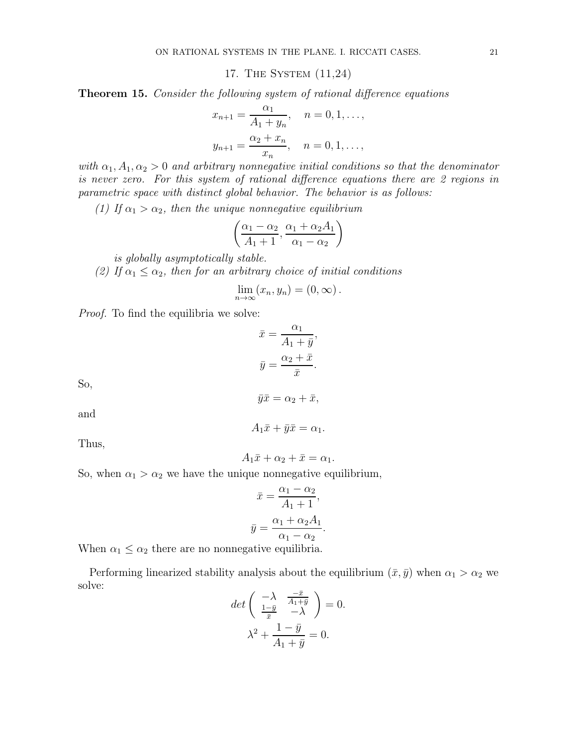## 17. The System (11,24)

**Theorem 15.** *Consider the following system of rational difference equations*

$$x_{n+1} = \frac{\alpha_1}{A_1 + y_n}, \quad n = 0, 1, \ldots,$$

$$y_{n+1} = \frac{\alpha_2 + x_n}{x_n}, \quad n = 0, 1, \ldots,$$

*with $\alpha_1, A_1, \alpha_2 > 0$ and arbitrary nonnegative initial conditions so that the denominator is never zero. For this system of rational difference equations there are 2 regions in parametric space with distinct global behavior. The behavior is as follows:*

*(1) If $\alpha_1 > \alpha_2$, then the unique nonnegative equilibrium*

$$\left( \frac{\alpha_1 - \alpha_2}{A_1 + 1}, \frac{\alpha_1 + \alpha_2 A_1}{\alpha_1 - \alpha_2} \right)$$

*is globally asymptotically stable.*

*(2) If $\alpha_1 \leq \alpha_2$, then for an arbitrary choice of initial conditions*

$$\lim_{n \to \infty} (x_n, y_n) = (0, \infty).$$

*Proof.* To find the equilibria we solve:

$$\bar{x} = \frac{\alpha_1}{A_1 + \bar{y}},$$

$$\bar{y} = \frac{\alpha_2 + \bar{x}}{\bar{x}}.$$

So,

$$\bar{y}\bar{x} = \alpha_2 + \bar{x},$$

and

$$A_1 \bar{x} + \bar{y}\bar{x} = \alpha_1.$$

Thus,

$$A_1 \bar{x} + \alpha_2 + \bar{x} = \alpha_1.$$

So, when $\alpha_1 > \alpha_2$ we have the unique nonnegative equilibrium,

$$\bar{x} = \frac{\alpha_1 - \alpha_2}{A_1 + 1},$$

$$\bar{y} = \frac{\alpha_1 + \alpha_2 A_1}{\alpha_1 - \alpha_2}.$$

When $\alpha_1 \leq \alpha_2$ there are no nonnegative equilibria.

Performing linearized stability analysis about the equilibrium $(\bar{x}, \bar{y})$ when $\alpha_1 > \alpha_2$ we solve:

$$det \begin{pmatrix} -\lambda & \frac{-\bar{x}}{A_1 + \bar{y}} \\ \frac{1 - \bar{y}}{\bar{x}} & -\lambda \end{pmatrix} = 0.$$

$$\lambda^2 + \frac{1 - \bar{y}}{A_1 + \bar{y}} = 0.$$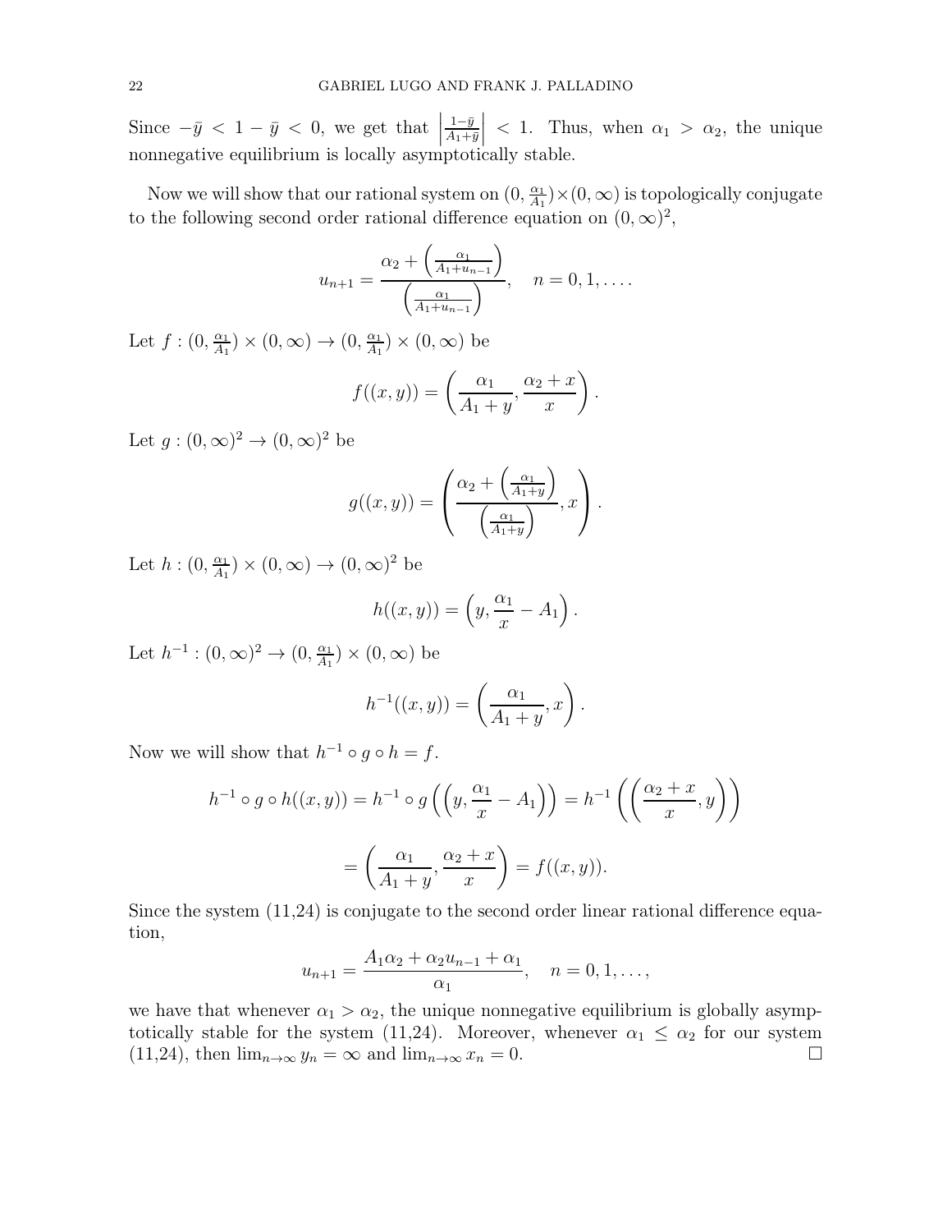Since $-\bar{y} < 1 - \bar{y} < 0$, we get that $\left|\frac{1-\bar{y}}{A_1+\bar{y}}\right| < 1$. Thus, when $\alpha_1 > \alpha_2$, the unique nonnegative equilibrium is locally asymptotically stable.

Now we will show that our rational system on $(0, \frac{\alpha_1}{A_1}) \times (0, \infty)$ is topologically conjugate to the following second order rational difference equation on $(0, \infty)^2$,

$$u_{n+1} = \frac{\alpha_2 + \left(\frac{\alpha_1}{A_1 + u_{n-1}}\right)}{\left(\frac{\alpha_1}{A_1 + u_{n-1}}\right)}, \quad n = 0, 1, \ldots.$$

Let $f : (0, \frac{\alpha_1}{A_1}) \times (0, \infty) \to (0, \frac{\alpha_1}{A_1}) \times (0, \infty)$ be

$$f((x, y)) = \left(\frac{\alpha_1}{A_1 + y}, \frac{\alpha_2 + x}{x}\right).$$

Let $g : (0, \infty)^2 \to (0, \infty)^2$ be

$$g((x, y)) = \left(\frac{\alpha_2 + \left(\frac{\alpha_1}{A_1 + y}\right)}{\left(\frac{\alpha_1}{A_1 + y}\right)}, x\right).$$

Let $h : (0, \frac{\alpha_1}{A_1}) \times (0, \infty) \to (0, \infty)^2$ be

$$h((x, y)) = \left(y, \frac{\alpha_1}{x} - A_1\right).$$

Let $h^{-1} : (0, \infty)^2 \to (0, \frac{\alpha_1}{A_1}) \times (0, \infty)$ be

$$h^{-1}((x, y)) = \left(\frac{\alpha_1}{A_1 + y}, x\right).$$

Now we will show that $h^{-1} \circ g \circ h = f$.

$$h^{-1} \circ g \circ h((x, y)) = h^{-1} \circ g\left(\left(y, \frac{\alpha_1}{x} - A_1\right)\right) = h^{-1}\left(\left(\frac{\alpha_2 + x}{x}, y\right)\right)$$

$$= \left(\frac{\alpha_1}{A_1 + y}, \frac{\alpha_2 + x}{x}\right) = f((x, y)).$$

Since the system (11,24) is conjugate to the second order linear rational difference equation,

$$u_{n+1} = \frac{A_1\alpha_2 + \alpha_2 u_{n-1} + \alpha_1}{\alpha_1}, \quad n = 0, 1, \ldots,$$

we have that whenever $\alpha_1 > \alpha_2$, the unique nonnegative equilibrium is globally asymptotically stable for the system (11,24). Moreover, whenever $\alpha_1 \leq \alpha_2$ for our system (11,24), then $\lim_{n\to\infty} y_n = \infty$ and $\lim_{n\to\infty} x_n = 0$. $\square$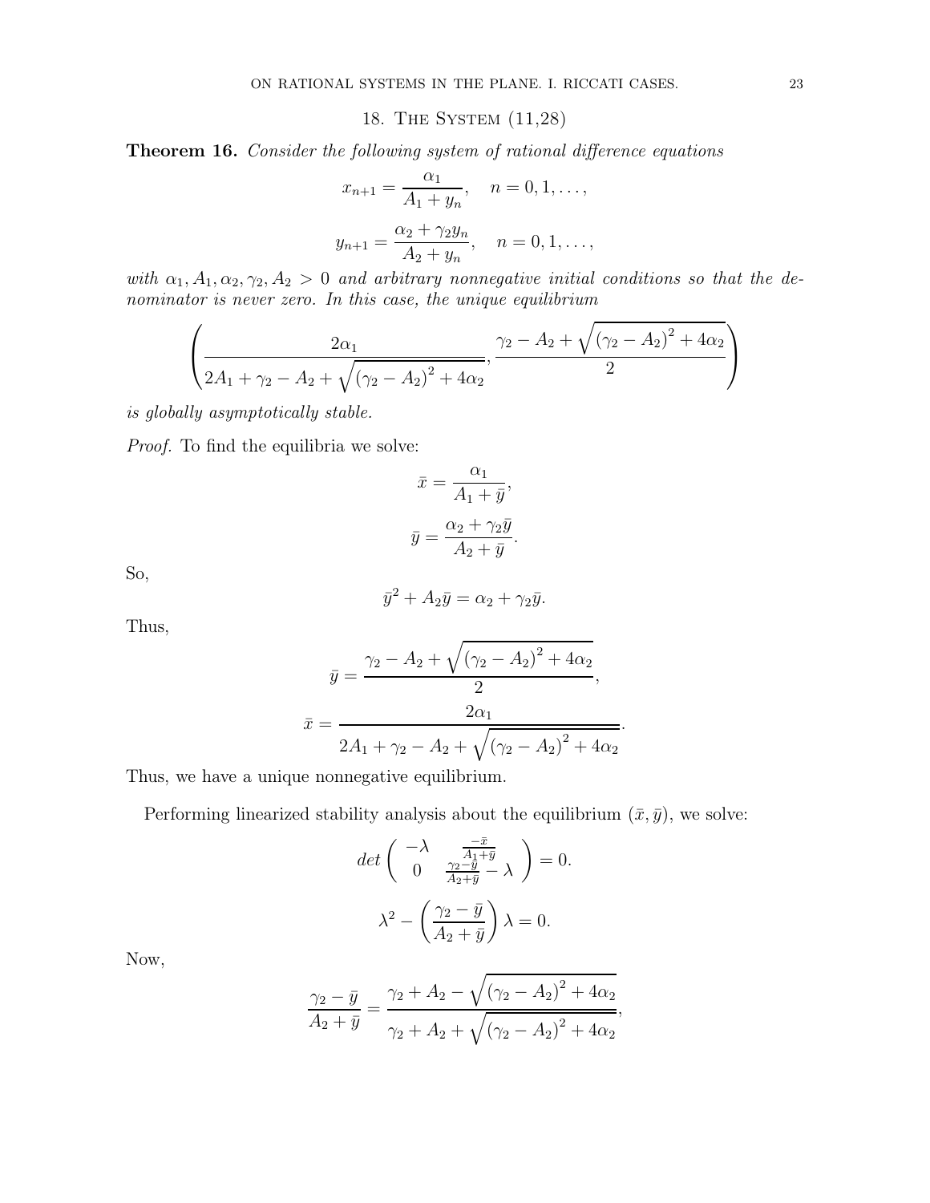## 18. The System (11,28)

**Theorem 16.** *Consider the following system of rational difference equations*

$$x_{n+1} = \frac{\alpha_1}{A_1 + y_n}, \quad n = 0, 1, \ldots,$$

$$y_{n+1} = \frac{\alpha_2 + \gamma_2 y_n}{A_2 + y_n}, \quad n = 0, 1, \ldots,$$

*with $\alpha_1, A_1, \alpha_2, \gamma_2, A_2 > 0$ and arbitrary nonnegative initial conditions so that the denominator is never zero. In this case, the unique equilibrium*

$$\left( \frac{2\alpha_1}{2A_1 + \gamma_2 - A_2 + \sqrt{\left(\gamma_2 - A_2\right)^2 + 4\alpha_2}}, \frac{\gamma_2 - A_2 + \sqrt{\left(\gamma_2 - A_2\right)^2 + 4\alpha_2}}{2} \right)$$

*is globally asymptotically stable.*

*Proof.* To find the equilibria we solve:

$$\bar{x} = \frac{\alpha_1}{A_1 + \bar{y}},$$

$$\bar{y} = \frac{\alpha_2 + \gamma_2 \bar{y}}{A_2 + \bar{y}}.$$

So,

$$\bar{y}^2 + A_2 \bar{y} = \alpha_2 + \gamma_2 \bar{y}.$$

Thus,

$$\bar{y} = \frac{\gamma_2 - A_2 + \sqrt{\left(\gamma_2 - A_2\right)^2 + 4\alpha_2}}{2},$$

$$\bar{x} = \frac{2\alpha_1}{2A_1 + \gamma_2 - A_2 + \sqrt{\left(\gamma_2 - A_2\right)^2 + 4\alpha_2}}.$$

Thus, we have a unique nonnegative equilibrium.

Performing linearized stability analysis about the equilibrium $(\bar{x}, \bar{y})$, we solve:

$$det \begin{pmatrix} -\lambda & \frac{-\bar{x}}{A_1 + \bar{y}} \\ 0 & \frac{\gamma_2 - \bar{y}}{A_2 + \bar{y}} - \lambda \end{pmatrix} = 0.$$

$$\lambda^2 - \left( \frac{\gamma_2 - \bar{y}}{A_2 + \bar{y}} \right) \lambda = 0.$$

Now,

$$\frac{\gamma_2 - \bar{y}}{A_2 + \bar{y}} = \frac{\gamma_2 + A_2 - \sqrt{\left(\gamma_2 - A_2\right)^2 + 4\alpha_2}}{\gamma_2 + A_2 + \sqrt{\left(\gamma_2 - A_2\right)^2 + 4\alpha_2}},$$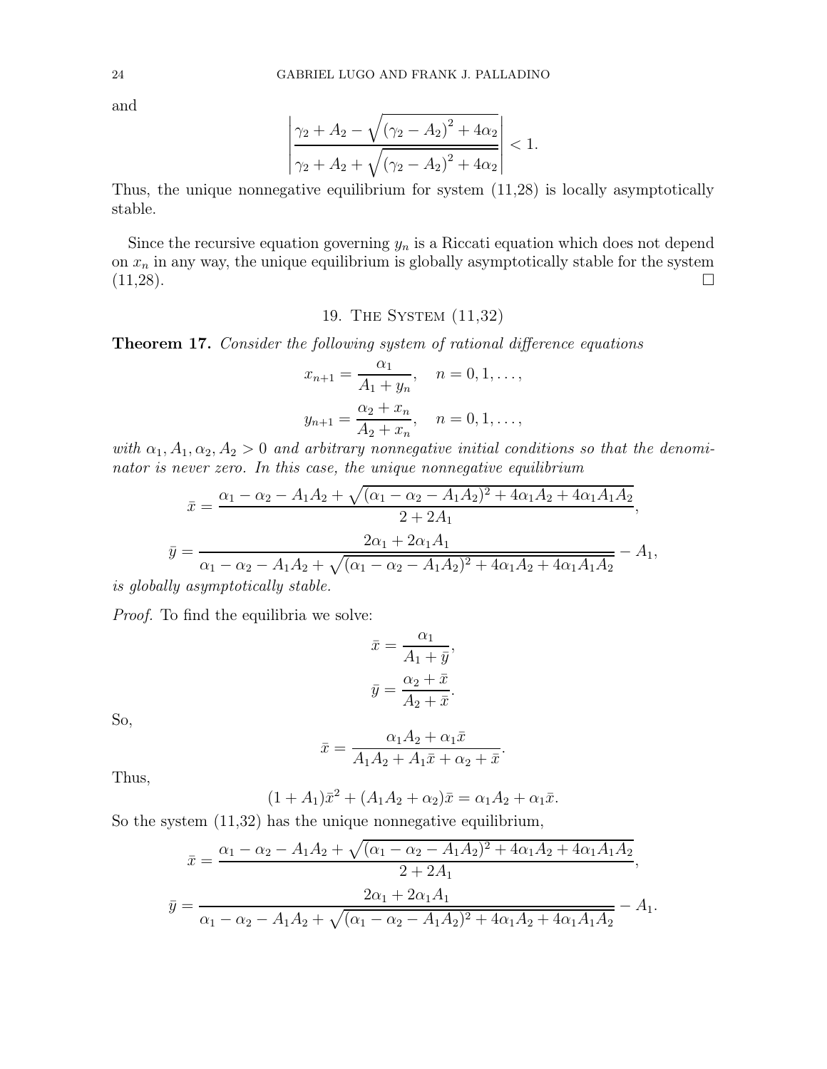and

$$\left| \frac{\gamma_2 + A_2 - \sqrt{(\gamma_2 - A_2)^2 + 4\alpha_2}}{\gamma_2 + A_2 + \sqrt{(\gamma_2 - A_2)^2 + 4\alpha_2}} \right| < 1.$$

Thus, the unique nonnegative equilibrium for system (11,28) is locally asymptotically stable.

Since the recursive equation governing $y_n$ is a Riccati equation which does not depend on $x_n$ in any way, the unique equilibrium is globally asymptotically stable for the system (11,28). □

## 19. The System (11,32)

**Theorem 17.** *Consider the following system of rational difference equations*

$$x_{n+1} = \frac{\alpha_1}{A_1 + y_n}, \quad n = 0, 1, \dots,$$

$$y_{n+1} = \frac{\alpha_2 + x_n}{A_2 + x_n}, \quad n = 0, 1, \dots,$$

*with $\alpha_1, A_1, \alpha_2, A_2 > 0$ and arbitrary nonnegative initial conditions so that the denominator is never zero. In this case, the unique nonnegative equilibrium*

$$\bar{x} = \frac{\alpha_1 - \alpha_2 - A_1 A_2 + \sqrt{(\alpha_1 - \alpha_2 - A_1 A_2)^2 + 4\alpha_1 A_2 + 4\alpha_1 A_1 A_2}}{2 + 2A_1},$$

$$\bar{y} = \frac{2\alpha_1 + 2\alpha_1 A_1}{\alpha_1 - \alpha_2 - A_1 A_2 + \sqrt{(\alpha_1 - \alpha_2 - A_1 A_2)^2 + 4\alpha_1 A_2 + 4\alpha_1 A_1 A_2}} - A_1,$$

*is globally asymptotically stable.*

*Proof.* To find the equilibria we solve:

$$\bar{x} = \frac{\alpha_1}{A_1 + \bar{y}},$$

$$\bar{y} = \frac{\alpha_2 + \bar{x}}{A_2 + \bar{x}}.$$

So,

$$\bar{x} = \frac{\alpha_1 A_2 + \alpha_1 \bar{x}}{A_1 A_2 + A_1 \bar{x} + \alpha_2 + \bar{x}}.$$

Thus,

$$(1 + A_1)\bar{x}^2 + (A_1 A_2 + \alpha_2)\bar{x} = \alpha_1 A_2 + \alpha_1 \bar{x}.$$

So the system (11,32) has the unique nonnegative equilibrium,

$$\bar{x} = \frac{\alpha_1 - \alpha_2 - A_1 A_2 + \sqrt{(\alpha_1 - \alpha_2 - A_1 A_2)^2 + 4\alpha_1 A_2 + 4\alpha_1 A_1 A_2}}{2 + 2A_1},$$

$$\bar{y} = \frac{2\alpha_1 + 2\alpha_1 A_1}{\alpha_1 - \alpha_2 - A_1 A_2 + \sqrt{(\alpha_1 - \alpha_2 - A_1 A_2)^2 + 4\alpha_1 A_2 + 4\alpha_1 A_1 A_2}} - A_1.$$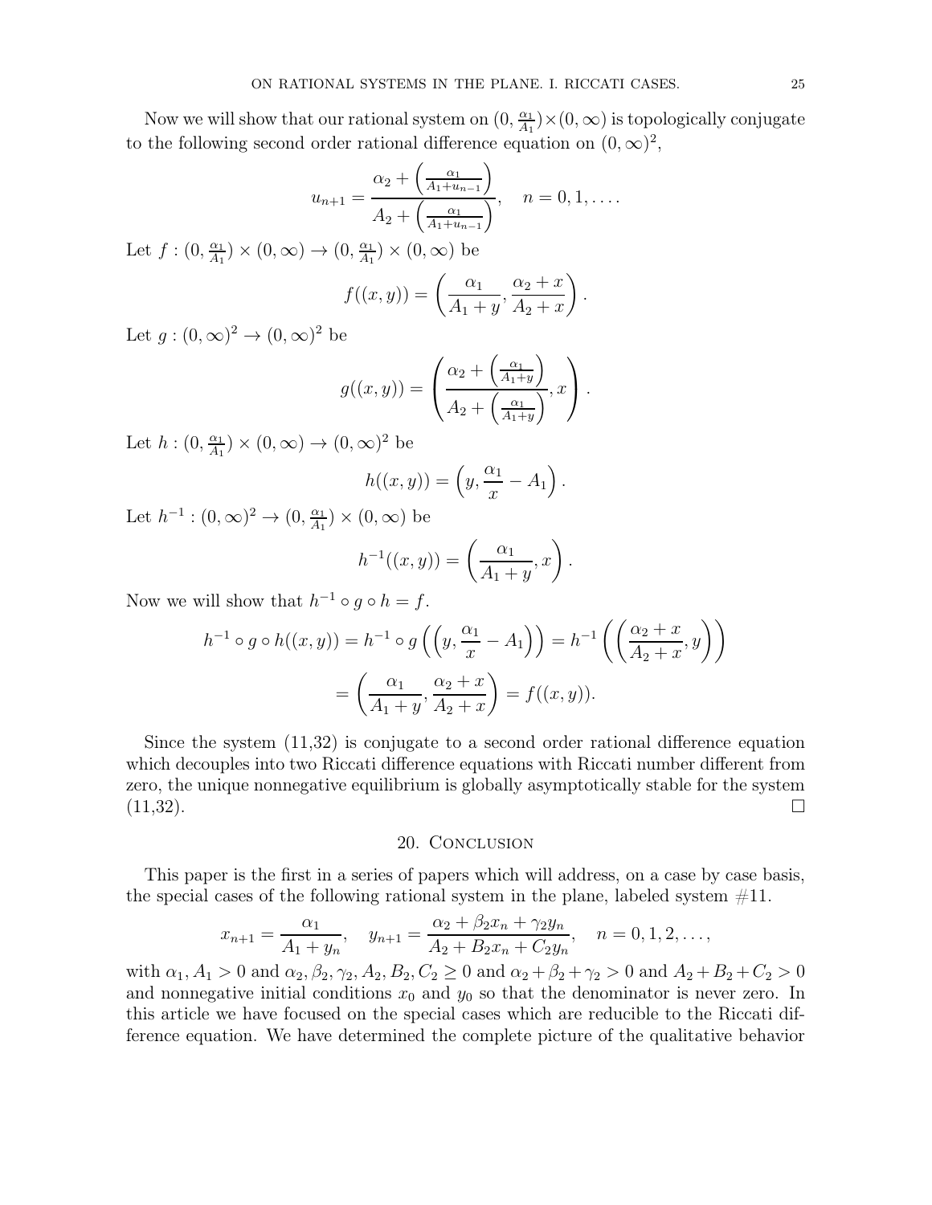Now we will show that our rational system on $(0, \frac{\alpha_1}{A_1}) \times (0, \infty)$ is topologically conjugate to the following second order rational difference equation on $(0, \infty)^2$,

$$u_{n+1} = \frac{\alpha_2 + \left(\frac{\alpha_1}{A_1 + u_{n-1}}\right)}{A_2 + \left(\frac{\alpha_1}{A_1 + u_{n-1}}\right)}, \quad n = 0, 1, \ldots.$$

Let $f : (0, \frac{\alpha_1}{A_1}) \times (0, \infty) \to (0, \frac{\alpha_1}{A_1}) \times (0, \infty)$ be

$$f((x, y)) = \left( \frac{\alpha_1}{A_1 + y}, \frac{\alpha_2 + x}{A_2 + x} \right).$$

Let $g : (0, \infty)^2 \to (0, \infty)^2$ be

$$g((x, y)) = \left( \frac{\alpha_2 + \left(\frac{\alpha_1}{A_1 + y}\right)}{A_2 + \left(\frac{\alpha_1}{A_1 + y}\right)}, x \right).$$

Let $h : (0, \frac{\alpha_1}{A_1}) \times (0, \infty) \to (0, \infty)^2$ be

$$h((x, y)) = \left( y, \frac{\alpha_1}{x} - A_1 \right).$$

Let $h^{-1} : (0, \infty)^2 \to (0, \frac{\alpha_1}{A_1}) \times (0, \infty)$ be

$$h^{-1}((x, y)) = \left( \frac{\alpha_1}{A_1 + y}, x \right).$$

Now we will show that $h^{-1} \circ g \circ h = f$.

$$h^{-1} \circ g \circ h((x, y)) = h^{-1} \circ g \left( \left( y, \frac{\alpha_1}{x} - A_1 \right) \right) = h^{-1} \left( \left( \frac{\alpha_2 + x}{A_2 + x}, y \right) \right)$$

$$= \left( \frac{\alpha_1}{A_1 + y}, \frac{\alpha_2 + x}{A_2 + x} \right) = f((x, y)).$$

Since the system (11,32) is conjugate to a second order rational difference equation which decouples into two Riccati difference equations with Riccati number different from zero, the unique nonnegative equilibrium is globally asymptotically stable for the system (11,32). $\square$

## 20. Conclusion

This paper is the first in a series of papers which will address, on a case by case basis, the special cases of the following rational system in the plane, labeled system #11.

$$x_{n+1} = \frac{\alpha_1}{A_1 + y_n}, \quad y_{n+1} = \frac{\alpha_2 + \beta_2 x_n + \gamma_2 y_n}{A_2 + B_2 x_n + C_2 y_n}, \quad n = 0, 1, 2, \ldots,$$

with $\alpha_1, A_1 > 0$ and $\alpha_2, \beta_2, \gamma_2, A_2, B_2, C_2 \geq 0$ and $\alpha_2 + \beta_2 + \gamma_2 > 0$ and $A_2 + B_2 + C_2 > 0$ and nonnegative initial conditions $x_0$ and $y_0$ so that the denominator is never zero. In this article we have focused on the special cases which are reducible to the Riccati difference equation. We have determined the complete picture of the qualitative behavior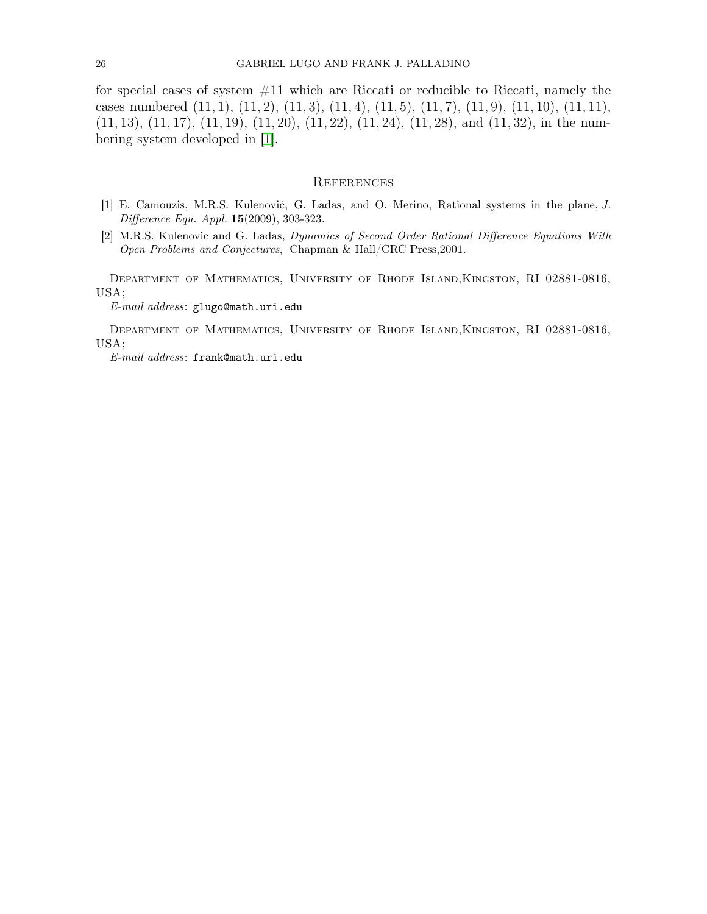for special cases of system #11 which are Riccati or reducible to Riccati, namely the cases numbered $(11, 1)$, $(11, 2)$, $(11, 3)$, $(11, 4)$, $(11, 5)$, $(11, 7)$, $(11, 9)$, $(11, 10)$, $(11, 11)$, $(11, 13)$, $(11, 17)$, $(11, 19)$, $(11, 20)$, $(11, 22)$, $(11, 24)$, $(11, 28)$, and $(11, 32)$, in the numbering system developed in [1].

## References

[1] E. Camouzis, M.R.S. Kulenović, G. Ladas, and O. Merino, Rational systems in the plane, *J. Difference Equ. Appl.* **15**(2009), 303-323.

[2] M.R.S. Kulenovic and G. Ladas, *Dynamics of Second Order Rational Difference Equations With Open Problems and Conjectures*, Chapman & Hall/CRC Press,2001.

Department of Mathematics, University of Rhode Island,Kingston, RI 02881-0816, USA;

*E-mail address*: glugo@math.uri.edu

Department of Mathematics, University of Rhode Island,Kingston, RI 02881-0816, USA;

*E-mail address*: frank@math.uri.edu